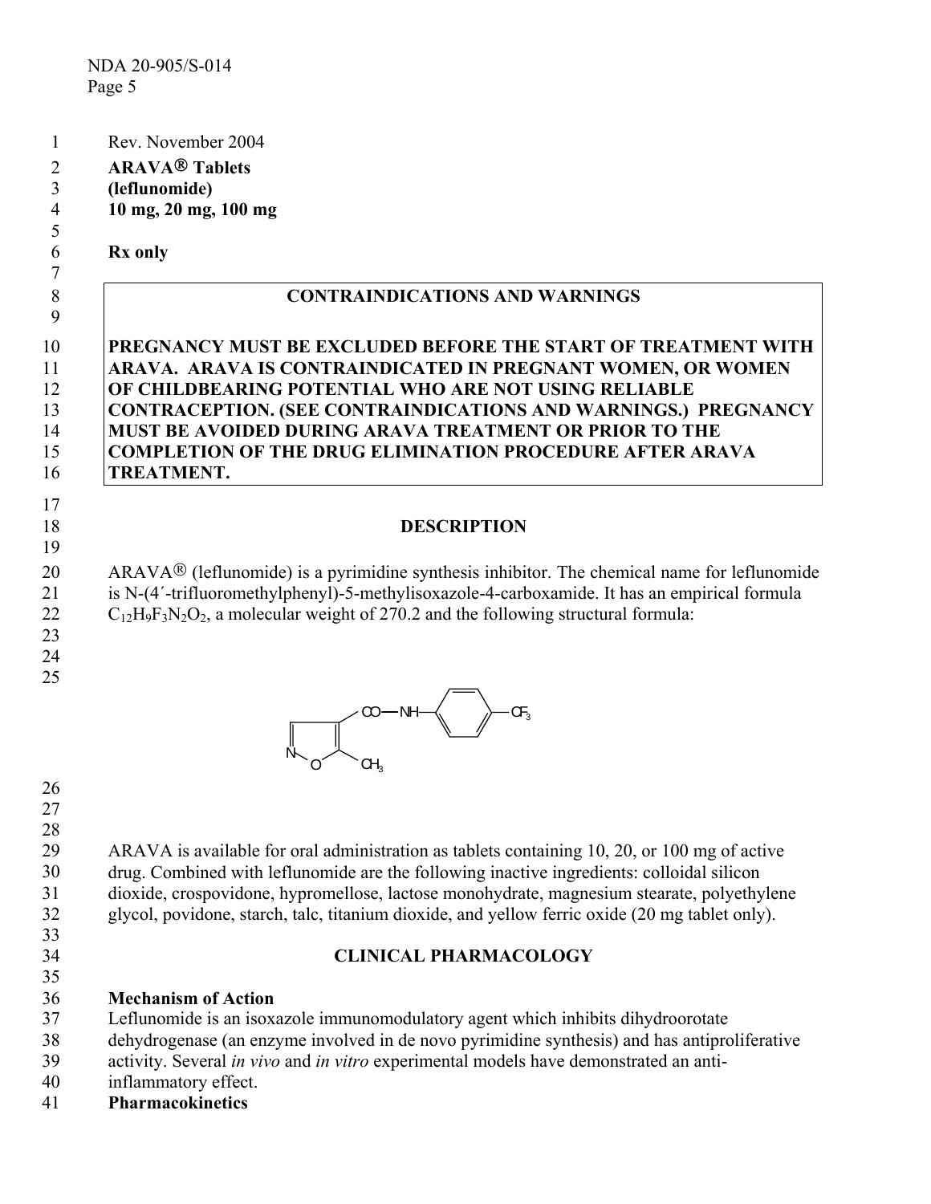Rev. November 2004

**ARAVA® Tablets**
**(leflunomide)**
**10 mg, 20 mg, 100 mg**

**Rx only**

| **CONTRAINDICATIONS AND WARNINGS** |
|---|
| **PREGNANCY MUST BE EXCLUDED BEFORE THE START OF TREATMENT WITH ARAVA. ARAVA IS CONTRAINDICATED IN PREGNANT WOMEN, OR WOMEN OF CHILDBEARING POTENTIAL WHO ARE NOT USING RELIABLE CONTRACEPTION. (SEE CONTRAINDICATIONS AND WARNINGS.) PREGNANCY MUST BE AVOIDED DURING ARAVA TREATMENT OR PRIOR TO THE COMPLETION OF THE DRUG ELIMINATION PROCEDURE AFTER ARAVA TREATMENT.** |

## DESCRIPTION

ARAVA® (leflunomide) is a pyrimidine synthesis inhibitor. The chemical name for leflunomide is N-(4´-trifluoromethylphenyl)-5-methylisoxazole-4-carboxamide. It has an empirical formula $C_{12}H_9F_3N_2O_2$, a molecular weight of 270.2 and the following structural formula:

CO—NH—(phenyl)—$CF_3$ ; isoxazole ring (N, O) with $CH_3$

ARAVA is available for oral administration as tablets containing 10, 20, or 100 mg of active drug. Combined with leflunomide are the following inactive ingredients: colloidal silicon dioxide, crospovidone, hypromellose, lactose monohydrate, magnesium stearate, polyethylene glycol, povidone, starch, talc, titanium dioxide, and yellow ferric oxide (20 mg tablet only).

## CLINICAL PHARMACOLOGY

### Mechanism of Action

Leflunomide is an isoxazole immunomodulatory agent which inhibits dihydroorotate dehydrogenase (an enzyme involved in de novo pyrimidine synthesis) and has antiproliferative activity. Several *in vivo* and *in vitro* experimental models have demonstrated an anti-inflammatory effect.

### Pharmacokinetics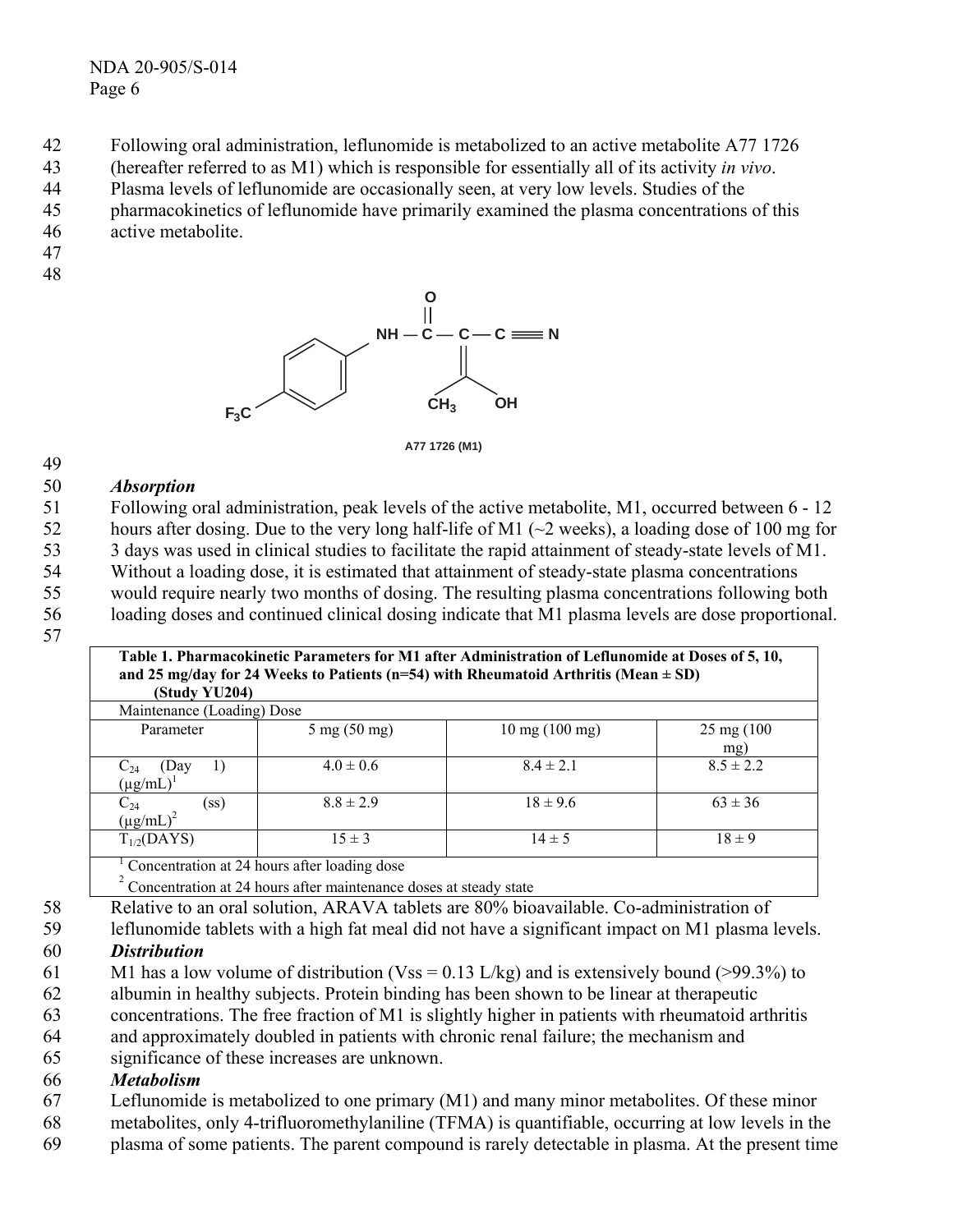Following oral administration, leflunomide is metabolized to an active metabolite A77 1726 (hereafter referred to as M1) which is responsible for essentially all of its activity *in vivo*. Plasma levels of leflunomide are occasionally seen, at very low levels. Studies of the pharmacokinetics of leflunomide have primarily examined the plasma concentrations of this active metabolite.

A77 1726 (M1)

### *Absorption*

Following oral administration, peak levels of the active metabolite, M1, occurred between 6 - 12 hours after dosing. Due to the very long half-life of M1 (~2 weeks), a loading dose of 100 mg for 3 days was used in clinical studies to facilitate the rapid attainment of steady-state levels of M1. Without a loading dose, it is estimated that attainment of steady-state plasma concentrations would require nearly two months of dosing. The resulting plasma concentrations following both loading doses and continued clinical dosing indicate that M1 plasma levels are dose proportional.

**Table 1. Pharmacokinetic Parameters for M1 after Administration of Leflunomide at Doses of 5, 10, and 25 mg/day for 24 Weeks to Patients (n=54) with Rheumatoid Arthritis (Mean ± SD) (Study YU204)**

| Maintenance (Loading) Dose | | | |
|---|---|---|---|
| Parameter | 5 mg (50 mg) | 10 mg (100 mg) | 25 mg (100 mg) |
| $C_{24}$ (Day 1) (μg/mL)[1] | 4.0 ± 0.6 | 8.4 ± 2.1 | 8.5 ± 2.2 |
| $C_{24}$ (ss) (μg/mL)[2] | 8.8 ± 2.9 | 18 ± 9.6 | 63 ± 36 |
| $T_{1/2}$(DAYS) | 15 ± 3 | 14 ± 5 | 18 ± 9 |

[1] Concentration at 24 hours after loading dose
[2] Concentration at 24 hours after maintenance doses at steady state

Relative to an oral solution, ARAVA tablets are 80% bioavailable. Co-administration of leflunomide tablets with a high fat meal did not have a significant impact on M1 plasma levels.

### *Distribution*

M1 has a low volume of distribution (Vss = 0.13 L/kg) and is extensively bound (>99.3%) to albumin in healthy subjects. Protein binding has been shown to be linear at therapeutic concentrations. The free fraction of M1 is slightly higher in patients with rheumatoid arthritis and approximately doubled in patients with chronic renal failure; the mechanism and significance of these increases are unknown.

### *Metabolism*

Leflunomide is metabolized to one primary (M1) and many minor metabolites. Of these minor metabolites, only 4-trifluoromethylaniline (TFMA) is quantifiable, occurring at low levels in the plasma of some patients. The parent compound is rarely detectable in plasma. At the present time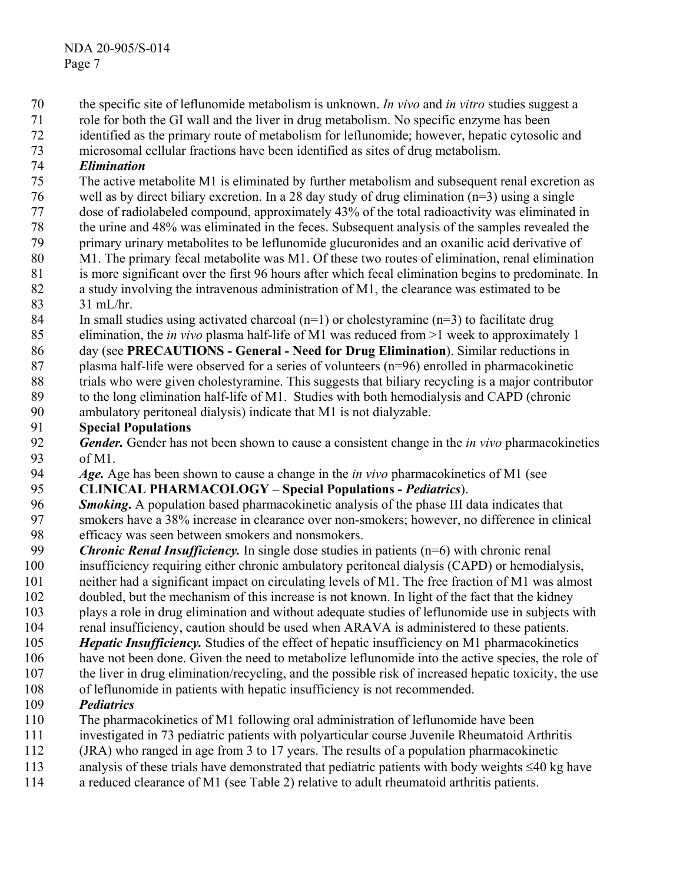the specific site of leflunomide metabolism is unknown. *In vivo* and *in vitro* studies suggest a role for both the GI wall and the liver in drug metabolism. No specific enzyme has been identified as the primary route of metabolism for leflunomide; however, hepatic cytosolic and microsomal cellular fractions have been identified as sites of drug metabolism.

***Elimination***

The active metabolite M1 is eliminated by further metabolism and subsequent renal excretion as well as by direct biliary excretion. In a 28 day study of drug elimination (n=3) using a single dose of radiolabeled compound, approximately 43% of the total radioactivity was eliminated in the urine and 48% was eliminated in the feces. Subsequent analysis of the samples revealed the primary urinary metabolites to be leflunomide glucuronides and an oxanilic acid derivative of M1. The primary fecal metabolite was M1. Of these two routes of elimination, renal elimination is more significant over the first 96 hours after which fecal elimination begins to predominate. In a study involving the intravenous administration of M1, the clearance was estimated to be 31 mL/hr.

In small studies using activated charcoal (n=1) or cholestyramine (n=3) to facilitate drug elimination, the *in vivo* plasma half-life of M1 was reduced from >1 week to approximately 1 day (see **PRECAUTIONS - General - Need for Drug Elimination**). Similar reductions in plasma half-life were observed for a series of volunteers (n=96) enrolled in pharmacokinetic trials who were given cholestyramine. This suggests that biliary recycling is a major contributor to the long elimination half-life of M1. Studies with both hemodialysis and CAPD (chronic ambulatory peritoneal dialysis) indicate that M1 is not dialyzable.

**Special Populations**

***Gender.*** Gender has not been shown to cause a consistent change in the *in vivo* pharmacokinetics of M1.

***Age.*** Age has been shown to cause a change in the *in vivo* pharmacokinetics of M1 (see **CLINICAL PHARMACOLOGY – Special Populations -** ***Pediatrics***).

***Smoking*.** A population based pharmacokinetic analysis of the phase III data indicates that smokers have a 38% increase in clearance over non-smokers; however, no difference in clinical efficacy was seen between smokers and nonsmokers.

***Chronic Renal Insufficiency.*** In single dose studies in patients (n=6) with chronic renal insufficiency requiring either chronic ambulatory peritoneal dialysis (CAPD) or hemodialysis, neither had a significant impact on circulating levels of M1. The free fraction of M1 was almost doubled, but the mechanism of this increase is not known. In light of the fact that the kidney plays a role in drug elimination and without adequate studies of leflunomide use in subjects with renal insufficiency, caution should be used when ARAVA is administered to these patients.

***Hepatic Insufficiency.*** Studies of the effect of hepatic insufficiency on M1 pharmacokinetics have not been done. Given the need to metabolize leflunomide into the active species, the role of the liver in drug elimination/recycling, and the possible risk of increased hepatic toxicity, the use of leflunomide in patients with hepatic insufficiency is not recommended.

***Pediatrics***

The pharmacokinetics of M1 following oral administration of leflunomide have been investigated in 73 pediatric patients with polyarticular course Juvenile Rheumatoid Arthritis (JRA) who ranged in age from 3 to 17 years. The results of a population pharmacokinetic analysis of these trials have demonstrated that pediatric patients with body weights ≤40 kg have a reduced clearance of M1 (see Table 2) relative to adult rheumatoid arthritis patients.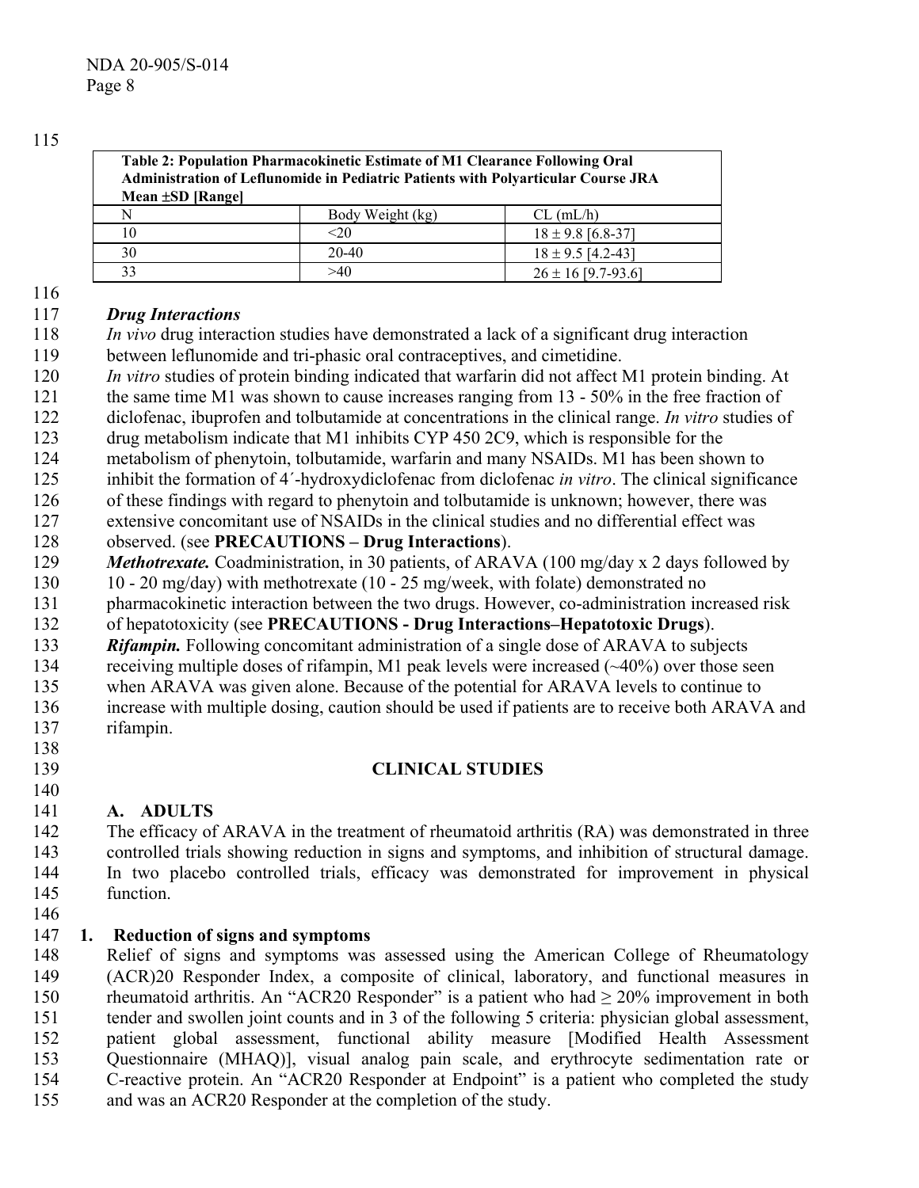| **Table 2: Population Pharmacokinetic Estimate of M1 Clearance Following Oral Administration of Leflunomide in Pediatric Patients with Polyarticular Course JRA Mean ±SD [Range]** | | |
|---|---|---|
| N | Body Weight (kg) | CL (mL/h) |
| 10 | <20 | 18 ± 9.8 [6.8-37] |
| 30 | 20-40 | 18 ± 9.5 [4.2-43] |
| 33 | >40 | 26 ± 16 [9.7-93.6] |

### *Drug Interactions*

*In vivo* drug interaction studies have demonstrated a lack of a significant drug interaction between leflunomide and tri-phasic oral contraceptives, and cimetidine.

*In vitro* studies of protein binding indicated that warfarin did not affect M1 protein binding. At the same time M1 was shown to cause increases ranging from 13 - 50% in the free fraction of diclofenac, ibuprofen and tolbutamide at concentrations in the clinical range. *In vitro* studies of drug metabolism indicate that M1 inhibits CYP 450 2C9, which is responsible for the metabolism of phenytoin, tolbutamide, warfarin and many NSAIDs. M1 has been shown to inhibit the formation of 4´-hydroxydiclofenac from diclofenac *in vitro*. The clinical significance of these findings with regard to phenytoin and tolbutamide is unknown; however, there was extensive concomitant use of NSAIDs in the clinical studies and no differential effect was observed. (see **PRECAUTIONS – Drug Interactions**).

***Methotrexate.*** Coadministration, in 30 patients, of ARAVA (100 mg/day x 2 days followed by 10 - 20 mg/day) with methotrexate (10 - 25 mg/week, with folate) demonstrated no pharmacokinetic interaction between the two drugs. However, co-administration increased risk of hepatotoxicity (see **PRECAUTIONS - Drug Interactions–Hepatotoxic Drugs**).

***Rifampin.*** Following concomitant administration of a single dose of ARAVA to subjects receiving multiple doses of rifampin, M1 peak levels were increased (~40%) over those seen when ARAVA was given alone. Because of the potential for ARAVA levels to continue to increase with multiple dosing, caution should be used if patients are to receive both ARAVA and rifampin.

## CLINICAL STUDIES

### A. ADULTS

The efficacy of ARAVA in the treatment of rheumatoid arthritis (RA) was demonstrated in three controlled trials showing reduction in signs and symptoms, and inhibition of structural damage. In two placebo controlled trials, efficacy was demonstrated for improvement in physical function.

#### 1. Reduction of signs and symptoms

Relief of signs and symptoms was assessed using the American College of Rheumatology (ACR)20 Responder Index, a composite of clinical, laboratory, and functional measures in rheumatoid arthritis. An "ACR20 Responder" is a patient who had ≥ 20% improvement in both tender and swollen joint counts and in 3 of the following 5 criteria: physician global assessment, patient global assessment, functional ability measure [Modified Health Assessment Questionnaire (MHAQ)], visual analog pain scale, and erythrocyte sedimentation rate or C-reactive protein. An "ACR20 Responder at Endpoint" is a patient who completed the study and was an ACR20 Responder at the completion of the study.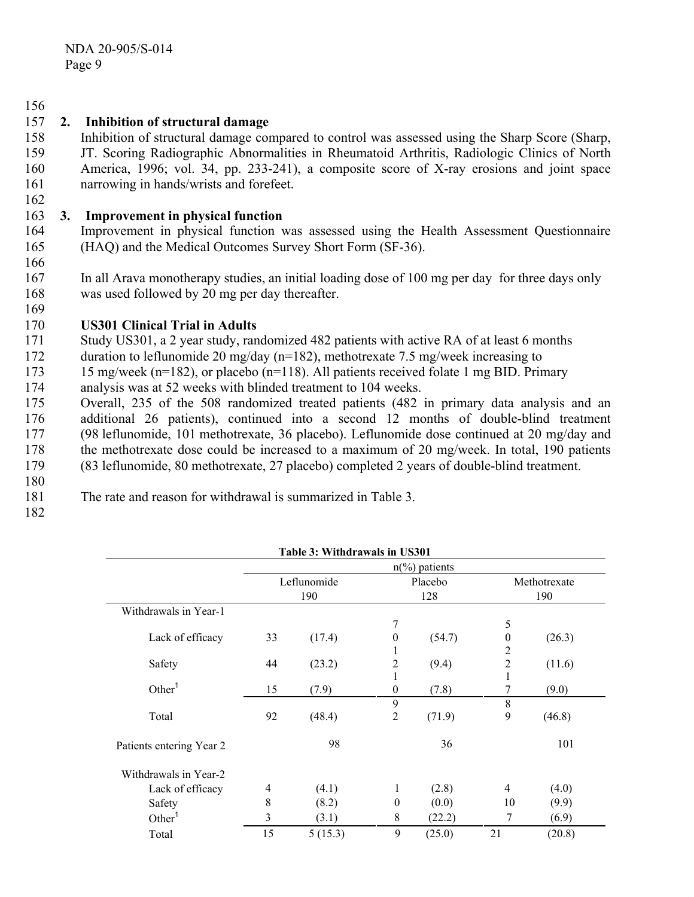## 2. Inhibition of structural damage

Inhibition of structural damage compared to control was assessed using the Sharp Score (Sharp, JT. Scoring Radiographic Abnormalities in Rheumatoid Arthritis, Radiologic Clinics of North America, 1996; vol. 34, pp. 233-241), a composite score of X-ray erosions and joint space narrowing in hands/wrists and forefeet.

## 3. Improvement in physical function

Improvement in physical function was assessed using the Health Assessment Questionnaire (HAQ) and the Medical Outcomes Survey Short Form (SF-36).

In all Arava monotherapy studies, an initial loading dose of 100 mg per day for three days only was used followed by 20 mg per day thereafter.

### US301 Clinical Trial in Adults

Study US301, a 2 year study, randomized 482 patients with active RA of at least 6 months duration to leflunomide 20 mg/day (n=182), methotrexate 7.5 mg/week increasing to 15 mg/week (n=182), or placebo (n=118). All patients received folate 1 mg BID. Primary analysis was at 52 weeks with blinded treatment to 104 weeks.

Overall, 235 of the 508 randomized treated patients (482 in primary data analysis and an additional 26 patients), continued into a second 12 months of double-blind treatment (98 leflunomide, 101 methotrexate, 36 placebo). Leflunomide dose continued at 20 mg/day and the methotrexate dose could be increased to a maximum of 20 mg/week. In total, 190 patients (83 leflunomide, 80 methotrexate, 27 placebo) completed 2 years of double-blind treatment.

The rate and reason for withdrawal is summarized in Table 3.

**Table 3: Withdrawals in US301**

| | n(%) patients | | | | | |
|---|---|---|---|---|---|---|
| | Leflunomide 190 | | Placebo 128 | | Methotrexate 190 | |
| Withdrawals in Year-1 | | | | | | |
| Lack of efficacy | 33 | (17.4) | 70 | (54.7) | 50 | (26.3) |
| Safety | 44 | (23.2) | 12 | (9.4) | 22 | (11.6) |
| Other[1] | 15 | (7.9) | 10 | (7.8) | 17 | (9.0) |
| Total | 92 | (48.4) | 92 | (71.9) | 89 | (46.8) |
| Patients entering Year 2 | 98 | | 36 | | 101 | |
| Withdrawals in Year-2 | | | | | | |
| Lack of efficacy | 4 | (4.1) | 1 | (2.8) | 4 | (4.0) |
| Safety | 8 | (8.2) | 0 | (0.0) | 10 | (9.9) |
| Other[1] | 3 | (3.1) | 8 | (22.2) | 7 | (6.9) |
| Total | 15 | 5 (15.3) | 9 | (25.0) | 21 | (20.8) |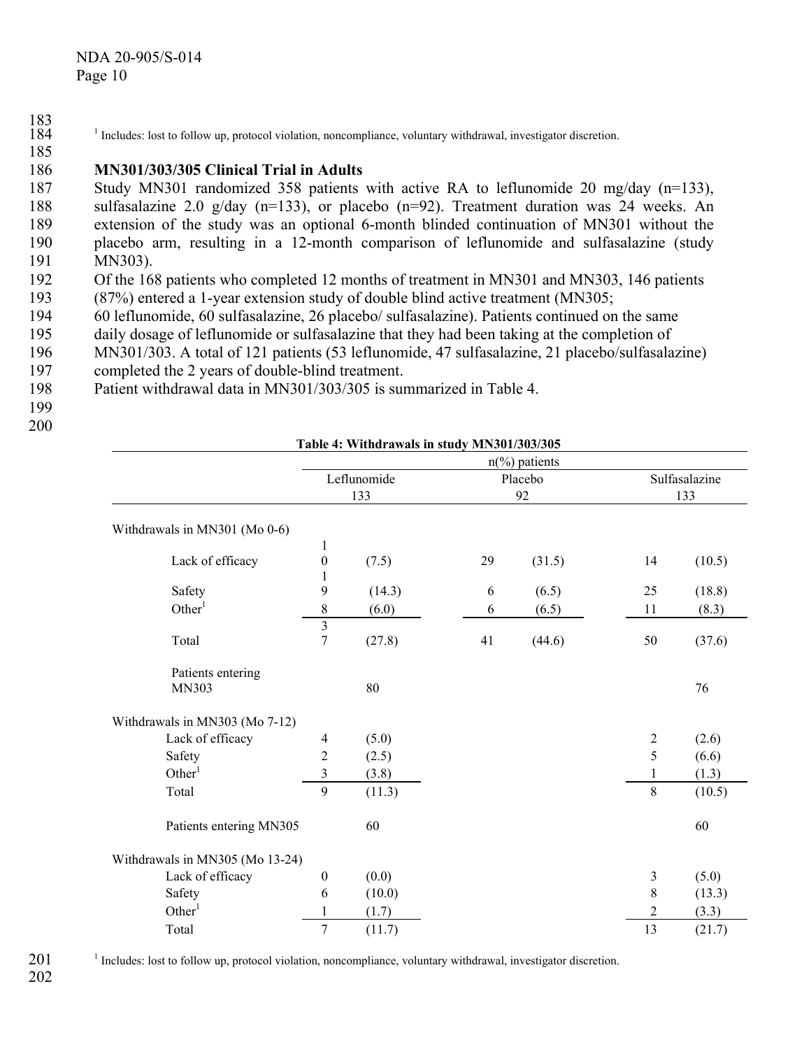[1] Includes: lost to follow up, protocol violation, noncompliance, voluntary withdrawal, investigator discretion.

**MN301/303/305 Clinical Trial in Adults**

Study MN301 randomized 358 patients with active RA to leflunomide 20 mg/day (n=133), sulfasalazine 2.0 g/day (n=133), or placebo (n=92). Treatment duration was 24 weeks. An extension of the study was an optional 6-month blinded continuation of MN301 without the placebo arm, resulting in a 12-month comparison of leflunomide and sulfasalazine (study MN303).

Of the 168 patients who completed 12 months of treatment in MN301 and MN303, 146 patients (87%) entered a 1-year extension study of double blind active treatment (MN305; 60 leflunomide, 60 sulfasalazine, 26 placebo/ sulfasalazine). Patients continued on the same daily dosage of leflunomide or sulfasalazine that they had been taking at the completion of MN301/303. A total of 121 patients (53 leflunomide, 47 sulfasalazine, 21 placebo/sulfasalazine) completed the 2 years of double-blind treatment.

Patient withdrawal data in MN301/303/305 is summarized in Table 4.

**Table 4: Withdrawals in study MN301/303/305**

| | n(%) patients | | | | | |
|---|---|---|---|---|---|---|
| | Leflunomide 133 | | Placebo 92 | | Sulfasalazine 133 | |
| **Withdrawals in MN301 (Mo 0-6)** | | | | | | |
| Lack of efficacy | 10 | (7.5) | 29 | (31.5) | 14 | (10.5) |
| Safety | 19 | (14.3) | 6 | (6.5) | 25 | (18.8) |
| Other[1] | 8 | (6.0) | 6 | (6.5) | 11 | (8.3) |
| Total | 37 | (27.8) | 41 | (44.6) | 50 | (37.6) |
| Patients entering MN303 | | 80 | | | | 76 |
| **Withdrawals in MN303 (Mo 7-12)** | | | | | | |
| Lack of efficacy | 4 | (5.0) | | | 2 | (2.6) |
| Safety | 2 | (2.5) | | | 5 | (6.6) |
| Other[1] | 3 | (3.8) | | | 1 | (1.3) |
| Total | 9 | (11.3) | | | 8 | (10.5) |
| Patients entering MN305 | | 60 | | | | 60 |
| **Withdrawals in MN305 (Mo 13-24)** | | | | | | |
| Lack of efficacy | 0 | (0.0) | | | 3 | (5.0) |
| Safety | 6 | (10.0) | | | 8 | (13.3) |
| Other[1] | 1 | (1.7) | | | 2 | (3.3) |
| Total | 7 | (11.7) | | | 13 | (21.7) |

[1] Includes: lost to follow up, protocol violation, noncompliance, voluntary withdrawal, investigator discretion.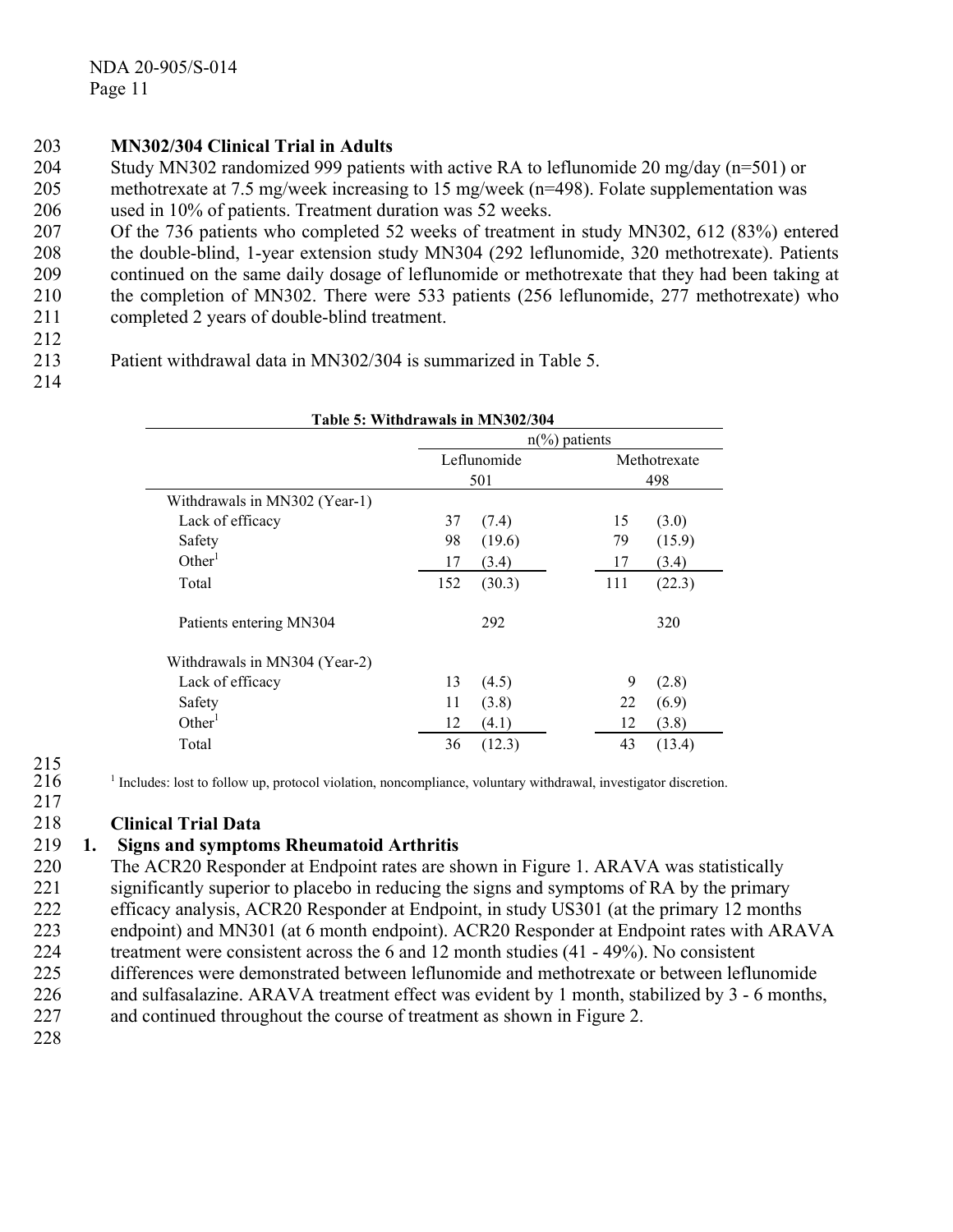### MN302/304 Clinical Trial in Adults

Study MN302 randomized 999 patients with active RA to leflunomide 20 mg/day (n=501) or methotrexate at 7.5 mg/week increasing to 15 mg/week (n=498). Folate supplementation was used in 10% of patients. Treatment duration was 52 weeks.

Of the 736 patients who completed 52 weeks of treatment in study MN302, 612 (83%) entered the double-blind, 1-year extension study MN304 (292 leflunomide, 320 methotrexate). Patients continued on the same daily dosage of leflunomide or methotrexate that they had been taking at the completion of MN302. There were 533 patients (256 leflunomide, 277 methotrexate) who completed 2 years of double-blind treatment.

Patient withdrawal data in MN302/304 is summarized in Table 5.

**Table 5: Withdrawals in MN302/304**

| | n(%) patients | | | |
|---|---|---|---|---|
| | Leflunomide 501 | | Methotrexate 498 | |
| Withdrawals in MN302 (Year-1) | | | | |
| Lack of efficacy | 37 | (7.4) | 15 | (3.0) |
| Safety | 98 | (19.6) | 79 | (15.9) |
| Other[1] | 17 | (3.4) | 17 | (3.4) |
| Total | 152 | (30.3) | 111 | (22.3) |
| Patients entering MN304 | 292 | | 320 | |
| Withdrawals in MN304 (Year-2) | | | | |
| Lack of efficacy | 13 | (4.5) | 9 | (2.8) |
| Safety | 11 | (3.8) | 22 | (6.9) |
| Other[1] | 12 | (4.1) | 12 | (3.8) |
| Total | 36 | (12.3) | 43 | (13.4) |

[1] Includes: lost to follow up, protocol violation, noncompliance, voluntary withdrawal, investigator discretion.

### Clinical Trial Data

#### 1. Signs and symptoms Rheumatoid Arthritis

The ACR20 Responder at Endpoint rates are shown in Figure 1. ARAVA was statistically significantly superior to placebo in reducing the signs and symptoms of RA by the primary efficacy analysis, ACR20 Responder at Endpoint, in study US301 (at the primary 12 months endpoint) and MN301 (at 6 month endpoint). ACR20 Responder at Endpoint rates with ARAVA treatment were consistent across the 6 and 12 month studies (41 - 49%). No consistent differences were demonstrated between leflunomide and methotrexate or between leflunomide and sulfasalazine. ARAVA treatment effect was evident by 1 month, stabilized by 3 - 6 months, and continued throughout the course of treatment as shown in Figure 2.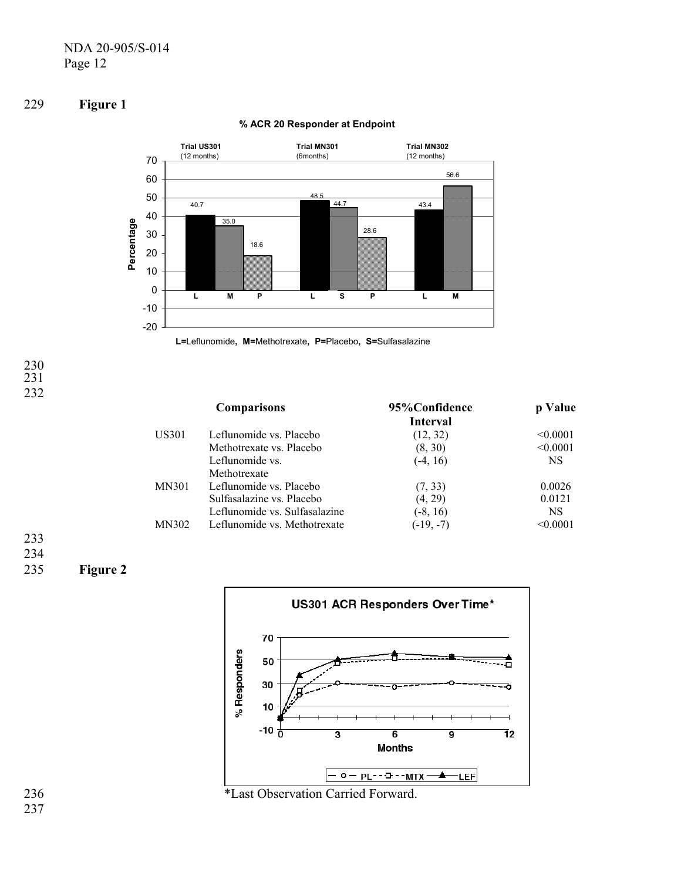**Figure 1**

**Comparisons**

| | Comparisons | 95%Confidence Interval | p Value |
|---|---|---|---|
| US301 | Leflunomide vs. Placebo | (12, 32) | <0.0001 |
| | Methotrexate vs. Placebo | (8, 30) | <0.0001 |
| | Leflunomide vs. Methotrexate | (-4, 16) | NS |
| MN301 | Leflunomide vs. Placebo | (7, 33) | 0.0026 |
| | Sulfasalazine vs. Placebo | (4, 29) | 0.0121 |
| | Leflunomide vs. Sulfasalazine | (-8, 16) | NS |
| MN302 | Leflunomide vs. Methotrexate | (-19, -7) | <0.0001 |

**Figure 2**

*Last Observation Carried Forward.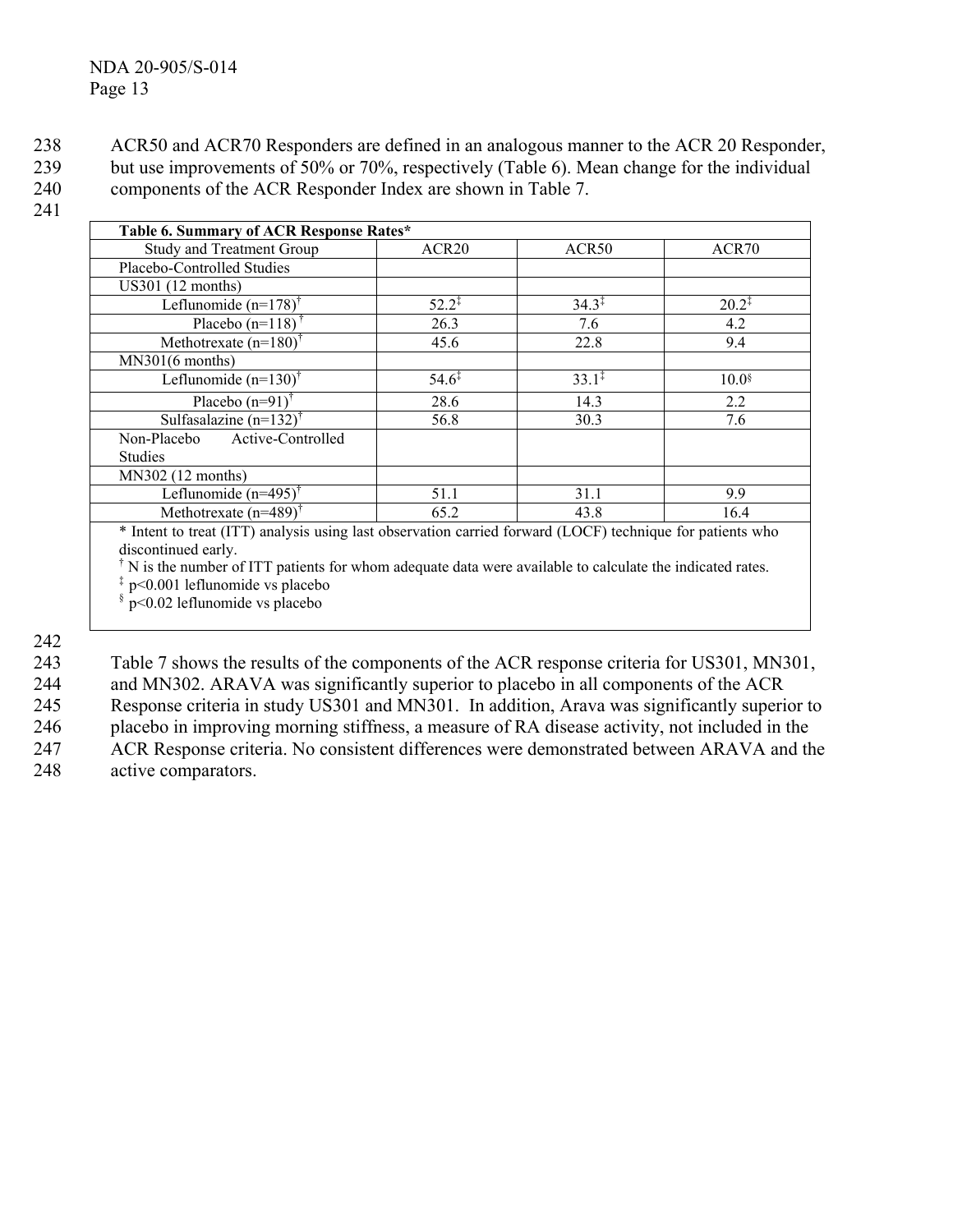ACR50 and ACR70 Responders are defined in an analogous manner to the ACR 20 Responder, but use improvements of 50% or 70%, respectively (Table 6). Mean change for the individual components of the ACR Responder Index are shown in Table 7.

**Table 6. Summary of ACR Response Rates***

| Study and Treatment Group | ACR20 | ACR50 | ACR70 |
|---|---|---|---|
| Placebo-Controlled Studies | | | |
| US301 (12 months) | | | |
| Leflunomide (n=178)[†] | 52.2[‡] | 34.3[‡] | 20.2[‡] |
| Placebo (n=118)[†] | 26.3 | 7.6 | 4.2 |
| Methotrexate (n=180)[†] | 45.6 | 22.8 | 9.4 |
| MN301(6 months) | | | |
| Leflunomide (n=130)[†] | 54.6[‡] | 33.1[‡] | 10.0[§] |
| Placebo (n=91)[†] | 28.6 | 14.3 | 2.2 |
| Sulfasalazine (n=132)[†] | 56.8 | 30.3 | 7.6 |
| Non-Placebo Active-Controlled Studies | | | |
| MN302 (12 months) | | | |
| Leflunomide (n=495)[†] | 51.1 | 31.1 | 9.9 |
| Methotrexate (n=489)[†] | 65.2 | 43.8 | 16.4 |

\* Intent to treat (ITT) analysis using last observation carried forward (LOCF) technique for patients who discontinued early.

[†] N is the number of ITT patients for whom adequate data were available to calculate the indicated rates.

[‡] $p<0.001$ leflunomide vs placebo

[§] $p<0.02$ leflunomide vs placebo

Table 7 shows the results of the components of the ACR response criteria for US301, MN301, and MN302. ARAVA was significantly superior to placebo in all components of the ACR Response criteria in study US301 and MN301. In addition, Arava was significantly superior to placebo in improving morning stiffness, a measure of RA disease activity, not included in the ACR Response criteria. No consistent differences were demonstrated between ARAVA and the active comparators.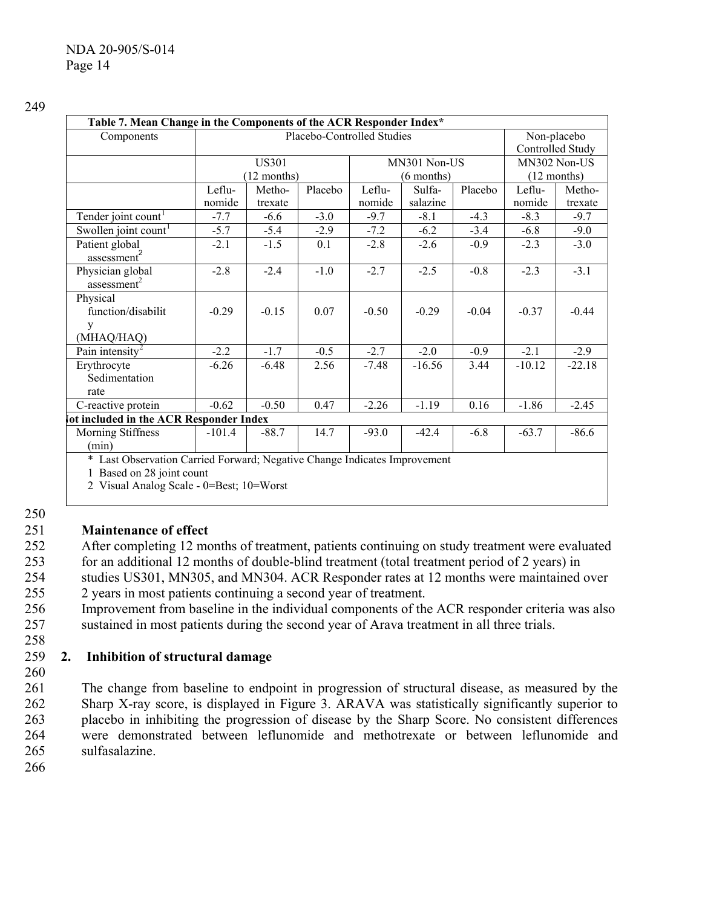**Table 7. Mean Change in the Components of the ACR Responder Index***

| Components | Placebo-Controlled Studies | | | | | | Non-placebo Controlled Study | |
|---|---|---|---|---|---|---|---|---|
| | US301 (12 months) | | | MN301 Non-US (6 months) | | | MN302 Non-US (12 months) | |
| | Leflunomide | Methotrexate | Placebo | Leflunomide | Sulfasalazine | Placebo | Leflunomide | Methotrexate |
| Tender joint count[1] | -7.7 | -6.6 | -3.0 | -9.7 | -8.1 | -4.3 | -8.3 | -9.7 |
| Swollen joint count[1] | -5.7 | -5.4 | -2.9 | -7.2 | -6.2 | -3.4 | -6.8 | -9.0 |
| Patient global assessment[2] | -2.1 | -1.5 | 0.1 | -2.8 | -2.6 | -0.9 | -2.3 | -3.0 |
| Physician global assessment[2] | -2.8 | -2.4 | -1.0 | -2.7 | -2.5 | -0.8 | -2.3 | -3.1 |
| Physical function/disability (MHAQ/HAQ) | -0.29 | -0.15 | 0.07 | -0.50 | -0.29 | -0.04 | -0.37 | -0.44 |
| Pain intensity[2] | -2.2 | -1.7 | -0.5 | -2.7 | -2.0 | -0.9 | -2.1 | -2.9 |
| Erythrocyte Sedimentation rate | -6.26 | -6.48 | 2.56 | -7.48 | -16.56 | 3.44 | -10.12 | -22.18 |
| C-reactive protein | -0.62 | -0.50 | 0.47 | -2.26 | -1.19 | 0.16 | -1.86 | -2.45 |
| **Not included in the ACR Responder Index** | | | | | | | | |
| Morning Stiffness (min) | -101.4 | -88.7 | 14.7 | -93.0 | -42.4 | -6.8 | -63.7 | -86.6 |

\* Last Observation Carried Forward; Negative Change Indicates Improvement
1 Based on 28 joint count
2 Visual Analog Scale - 0=Best; 10=Worst

**Maintenance of effect**

After completing 12 months of treatment, patients continuing on study treatment were evaluated for an additional 12 months of double-blind treatment (total treatment period of 2 years) in studies US301, MN305, and MN304. ACR Responder rates at 12 months were maintained over 2 years in most patients continuing a second year of treatment.

Improvement from baseline in the individual components of the ACR responder criteria was also sustained in most patients during the second year of Arava treatment in all three trials.

## 2. Inhibition of structural damage

The change from baseline to endpoint in progression of structural disease, as measured by the Sharp X-ray score, is displayed in Figure 3. ARAVA was statistically significantly superior to placebo in inhibiting the progression of disease by the Sharp Score. No consistent differences were demonstrated between leflunomide and methotrexate or between leflunomide and sulfasalazine.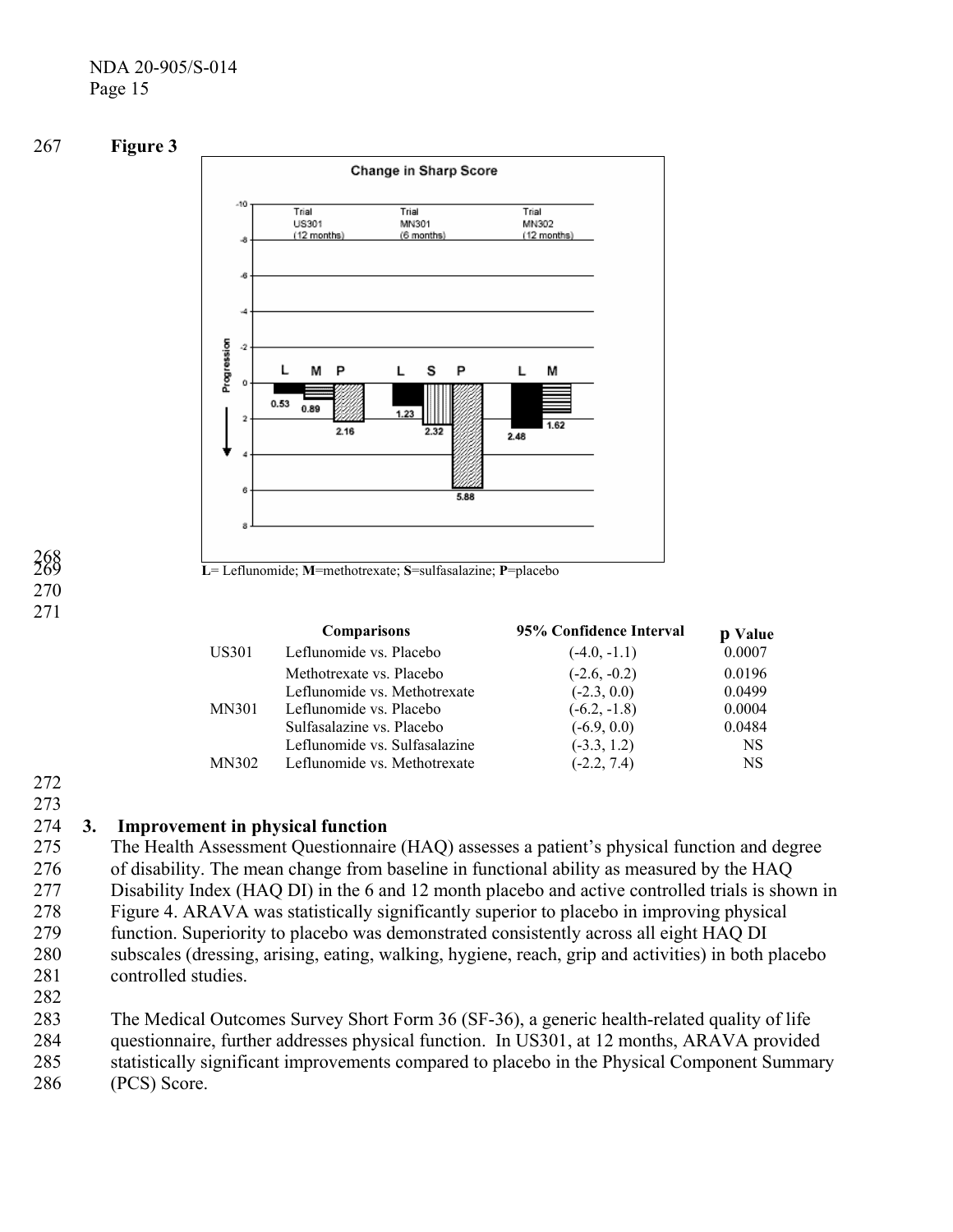**Figure 3**

L= Leflunomide; M=methotrexate; S=sulfasalazine; P=placebo

| | Comparisons | 95% Confidence Interval | p Value |
|---|---|---|---|
| US301 | Leflunomide vs. Placebo | (-4.0, -1.1) | 0.0007 |
| | Methotrexate vs. Placebo | (-2.6, -0.2) | 0.0196 |
| | Leflunomide vs. Methotrexate | (-2.3, 0.0) | 0.0499 |
| MN301 | Leflunomide vs. Placebo | (-6.2, -1.8) | 0.0004 |
| | Sulfasalazine vs. Placebo | (-6.9, 0.0) | 0.0484 |
| | Leflunomide vs. Sulfasalazine | (-3.3, 1.2) | NS |
| MN302 | Leflunomide vs. Methotrexate | (-2.2, 7.4) | NS |

### 3. Improvement in physical function

The Health Assessment Questionnaire (HAQ) assesses a patient's physical function and degree of disability. The mean change from baseline in functional ability as measured by the HAQ Disability Index (HAQ DI) in the 6 and 12 month placebo and active controlled trials is shown in Figure 4. ARAVA was statistically significantly superior to placebo in improving physical function. Superiority to placebo was demonstrated consistently across all eight HAQ DI subscales (dressing, arising, eating, walking, hygiene, reach, grip and activities) in both placebo controlled studies.

The Medical Outcomes Survey Short Form 36 (SF-36), a generic health-related quality of life questionnaire, further addresses physical function. In US301, at 12 months, ARAVA provided statistically significant improvements compared to placebo in the Physical Component Summary (PCS) Score.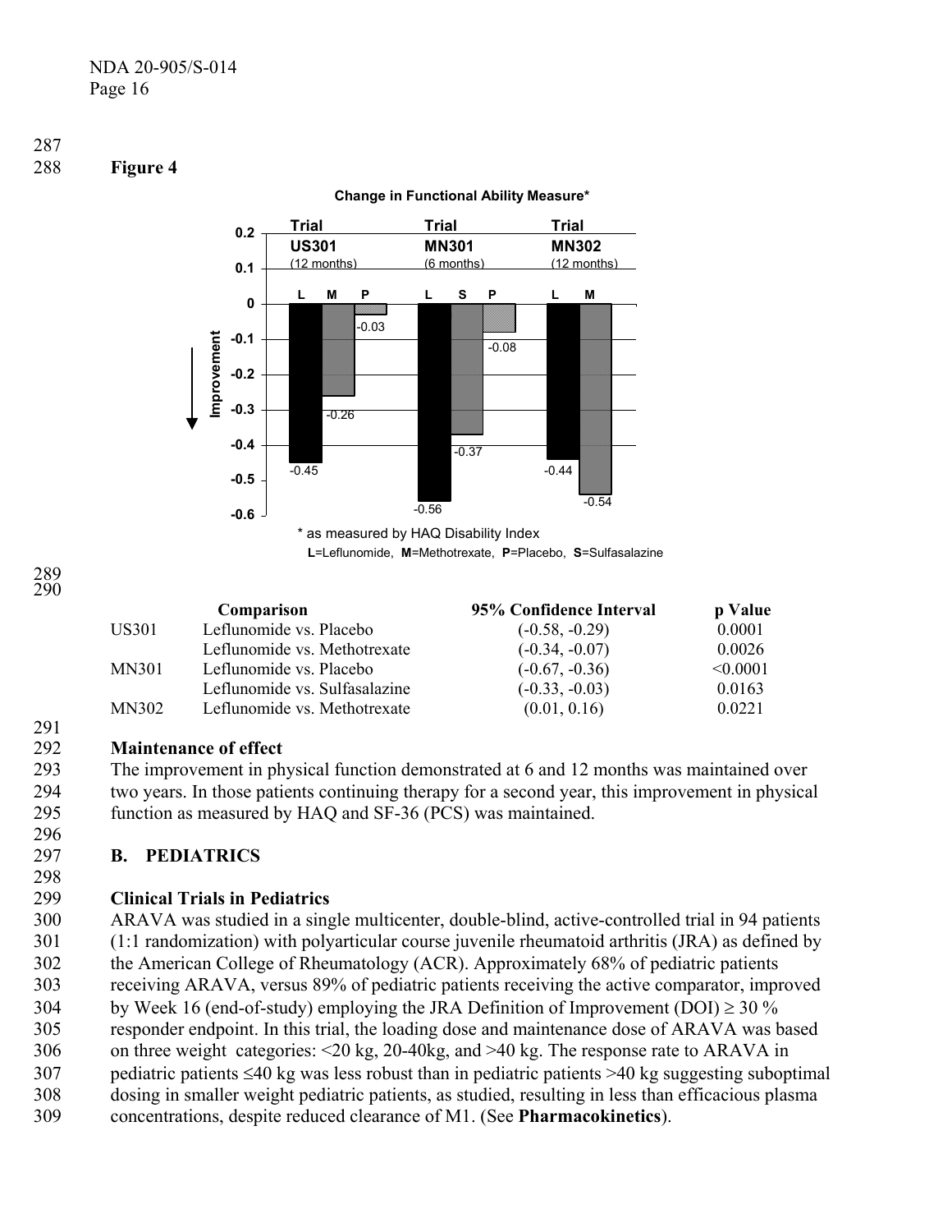**Figure 4**

**Change in Functional Ability Measure***

| Trial | Treatment | Change |
|---|---|---|
| US301 (12 months) | L | -0.45 |
| | M | -0.26 |
| | P | -0.03 |
| MN301 (6 months) | L | -0.56 |
| | S | -0.37 |
| | P | -0.08 |
| MN302 (12 months) | L | -0.44 |
| | M | -0.54 |

Improvement (negative values indicate improvement)

\* as measured by HAQ Disability Index

**L**=Leflunomide, **M**=Methotrexate, **P**=Placebo, **S**=Sulfasalazine

| | Comparison | 95% Confidence Interval | p Value |
|---|---|---|---|
| US301 | Leflunomide vs. Placebo | (-0.58, -0.29) | 0.0001 |
| | Leflunomide vs. Methotrexate | (-0.34, -0.07) | 0.0026 |
| MN301 | Leflunomide vs. Placebo | (-0.67, -0.36) | <0.0001 |
| | Leflunomide vs. Sulfasalazine | (-0.33, -0.03) | 0.0163 |
| MN302 | Leflunomide vs. Methotrexate | (0.01, 0.16) | 0.0221 |

**Maintenance of effect**

The improvement in physical function demonstrated at 6 and 12 months was maintained over two years. In those patients continuing therapy for a second year, this improvement in physical function as measured by HAQ and SF-36 (PCS) was maintained.

## B. PEDIATRICS

**Clinical Trials in Pediatrics**

ARAVA was studied in a single multicenter, double-blind, active-controlled trial in 94 patients (1:1 randomization) with polyarticular course juvenile rheumatoid arthritis (JRA) as defined by the American College of Rheumatology (ACR). Approximately 68% of pediatric patients receiving ARAVA, versus 89% of pediatric patients receiving the active comparator, improved by Week 16 (end-of-study) employing the JRA Definition of Improvement (DOI) $\geq 30$ % responder endpoint. In this trial, the loading dose and maintenance dose of ARAVA was based on three weight categories: <20 kg, 20-40kg, and >40 kg. The response rate to ARAVA in pediatric patients $\leq$40 kg was less robust than in pediatric patients >40 kg suggesting suboptimal dosing in smaller weight pediatric patients, as studied, resulting in less than efficacious plasma concentrations, despite reduced clearance of M1. (See **Pharmacokinetics**).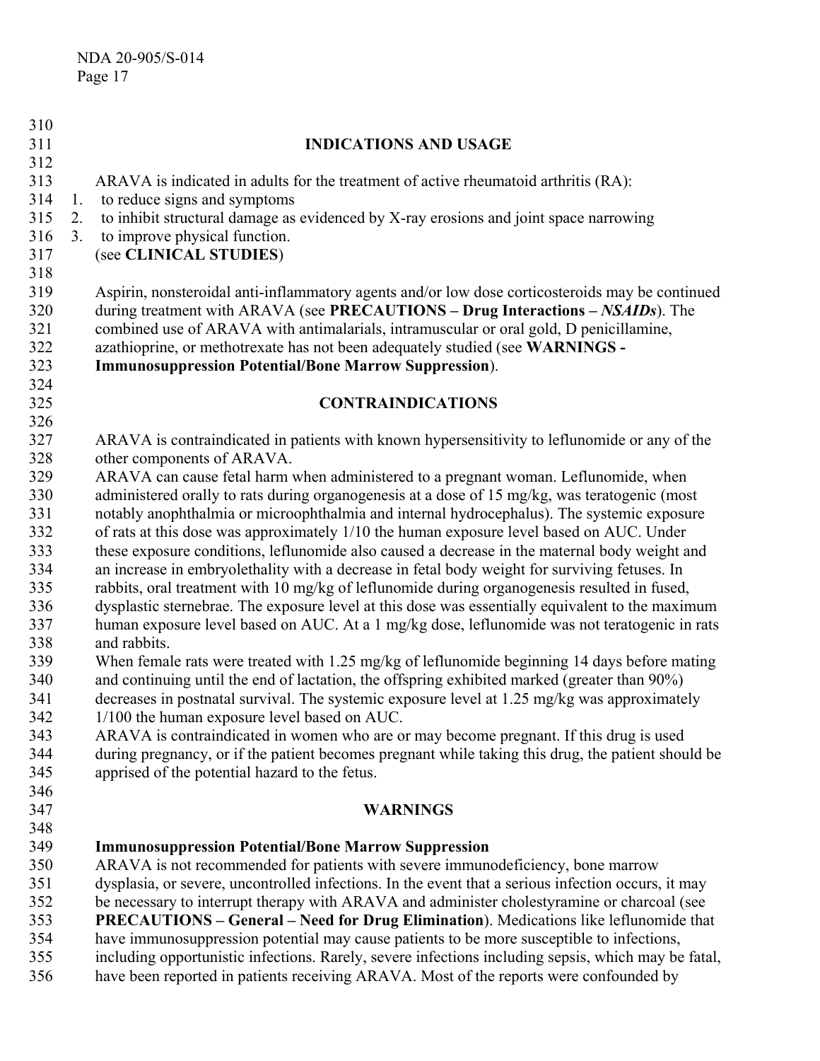## INDICATIONS AND USAGE

ARAVA is indicated in adults for the treatment of active rheumatoid arthritis (RA):

1. to reduce signs and symptoms
2. to inhibit structural damage as evidenced by X-ray erosions and joint space narrowing
3. to improve physical function.

(see **CLINICAL STUDIES**)

Aspirin, nonsteroidal anti-inflammatory agents and/or low dose corticosteroids may be continued during treatment with ARAVA (see **PRECAUTIONS – Drug Interactions –** ***NSAIDs***). The combined use of ARAVA with antimalarials, intramuscular or oral gold, D penicillamine, azathioprine, or methotrexate has not been adequately studied (see **WARNINGS - Immunosuppression Potential/Bone Marrow Suppression**).

## CONTRAINDICATIONS

ARAVA is contraindicated in patients with known hypersensitivity to leflunomide or any of the other components of ARAVA.

ARAVA can cause fetal harm when administered to a pregnant woman. Leflunomide, when administered orally to rats during organogenesis at a dose of 15 mg/kg, was teratogenic (most notably anophthalmia or microophthalmia and internal hydrocephalus). The systemic exposure of rats at this dose was approximately 1/10 the human exposure level based on AUC. Under these exposure conditions, leflunomide also caused a decrease in the maternal body weight and an increase in embryolethality with a decrease in fetal body weight for surviving fetuses. In rabbits, oral treatment with 10 mg/kg of leflunomide during organogenesis resulted in fused, dysplastic sternebrae. The exposure level at this dose was essentially equivalent to the maximum human exposure level based on AUC. At a 1 mg/kg dose, leflunomide was not teratogenic in rats and rabbits.

When female rats were treated with 1.25 mg/kg of leflunomide beginning 14 days before mating and continuing until the end of lactation, the offspring exhibited marked (greater than 90%) decreases in postnatal survival. The systemic exposure level at 1.25 mg/kg was approximately 1/100 the human exposure level based on AUC.

ARAVA is contraindicated in women who are or may become pregnant. If this drug is used during pregnancy, or if the patient becomes pregnant while taking this drug, the patient should be apprised of the potential hazard to the fetus.

## WARNINGS

### Immunosuppression Potential/Bone Marrow Suppression

ARAVA is not recommended for patients with severe immunodeficiency, bone marrow dysplasia, or severe, uncontrolled infections. In the event that a serious infection occurs, it may be necessary to interrupt therapy with ARAVA and administer cholestyramine or charcoal (see **PRECAUTIONS – General – Need for Drug Elimination**). Medications like leflunomide that have immunosuppression potential may cause patients to be more susceptible to infections, including opportunistic infections. Rarely, severe infections including sepsis, which may be fatal, have been reported in patients receiving ARAVA. Most of the reports were confounded by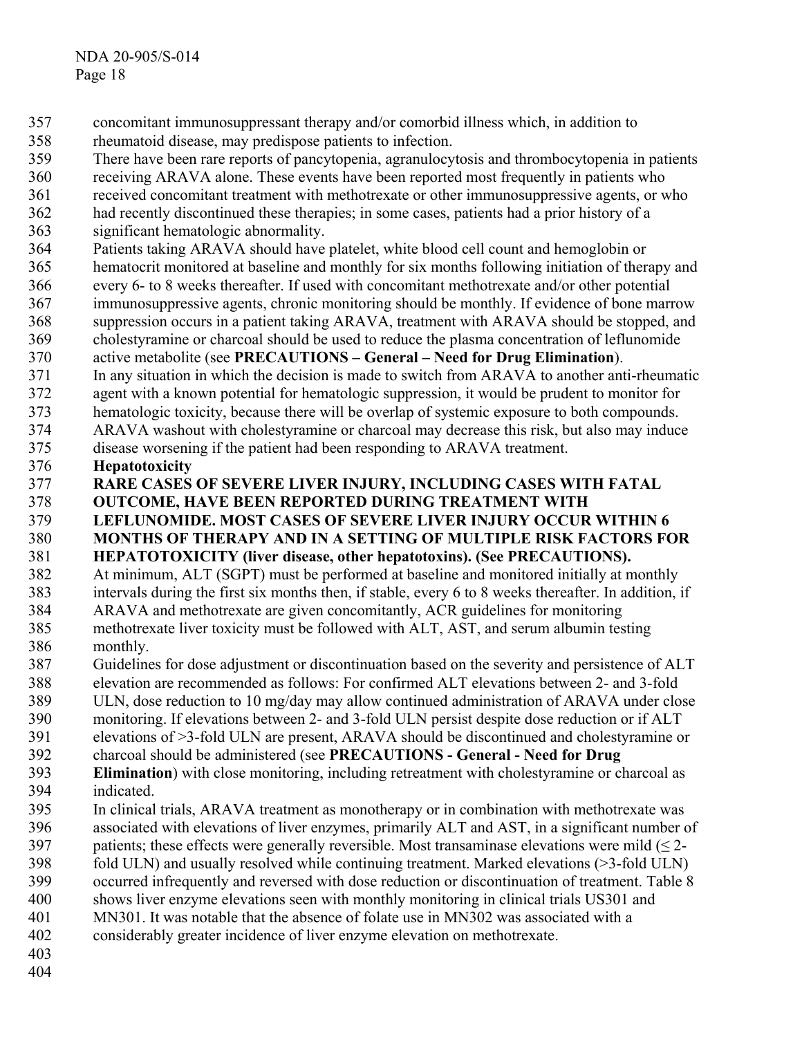concomitant immunosuppressant therapy and/or comorbid illness which, in addition to rheumatoid disease, may predispose patients to infection.

There have been rare reports of pancytopenia, agranulocytosis and thrombocytopenia in patients receiving ARAVA alone. These events have been reported most frequently in patients who received concomitant treatment with methotrexate or other immunosuppressive agents, or who had recently discontinued these therapies; in some cases, patients had a prior history of a significant hematologic abnormality.

Patients taking ARAVA should have platelet, white blood cell count and hemoglobin or hematocrit monitored at baseline and monthly for six months following initiation of therapy and every 6- to 8 weeks thereafter. If used with concomitant methotrexate and/or other potential immunosuppressive agents, chronic monitoring should be monthly. If evidence of bone marrow suppression occurs in a patient taking ARAVA, treatment with ARAVA should be stopped, and cholestyramine or charcoal should be used to reduce the plasma concentration of leflunomide active metabolite (see **PRECAUTIONS – General – Need for Drug Elimination**).

In any situation in which the decision is made to switch from ARAVA to another anti-rheumatic agent with a known potential for hematologic suppression, it would be prudent to monitor for hematologic toxicity, because there will be overlap of systemic exposure to both compounds. ARAVA washout with cholestyramine or charcoal may decrease this risk, but also may induce disease worsening if the patient had been responding to ARAVA treatment.

**Hepatotoxicity**

**RARE CASES OF SEVERE LIVER INJURY, INCLUDING CASES WITH FATAL OUTCOME, HAVE BEEN REPORTED DURING TREATMENT WITH LEFLUNOMIDE. MOST CASES OF SEVERE LIVER INJURY OCCUR WITHIN 6 MONTHS OF THERAPY AND IN A SETTING OF MULTIPLE RISK FACTORS FOR HEPATOTOXICITY (liver disease, other hepatotoxins). (See PRECAUTIONS).**

At minimum, ALT (SGPT) must be performed at baseline and monitored initially at monthly intervals during the first six months then, if stable, every 6 to 8 weeks thereafter. In addition, if ARAVA and methotrexate are given concomitantly, ACR guidelines for monitoring methotrexate liver toxicity must be followed with ALT, AST, and serum albumin testing monthly.

Guidelines for dose adjustment or discontinuation based on the severity and persistence of ALT elevation are recommended as follows: For confirmed ALT elevations between 2- and 3-fold ULN, dose reduction to 10 mg/day may allow continued administration of ARAVA under close monitoring. If elevations between 2- and 3-fold ULN persist despite dose reduction or if ALT elevations of >3-fold ULN are present, ARAVA should be discontinued and cholestyramine or charcoal should be administered (see **PRECAUTIONS - General - Need for Drug Elimination**) with close monitoring, including retreatment with cholestyramine or charcoal as indicated.

In clinical trials, ARAVA treatment as monotherapy or in combination with methotrexate was associated with elevations of liver enzymes, primarily ALT and AST, in a significant number of patients; these effects were generally reversible. Most transaminase elevations were mild (≤ 2-fold ULN) and usually resolved while continuing treatment. Marked elevations (>3-fold ULN) occurred infrequently and reversed with dose reduction or discontinuation of treatment. Table 8 shows liver enzyme elevations seen with monthly monitoring in clinical trials US301 and MN301. It was notable that the absence of folate use in MN302 was associated with a considerably greater incidence of liver enzyme elevation on methotrexate.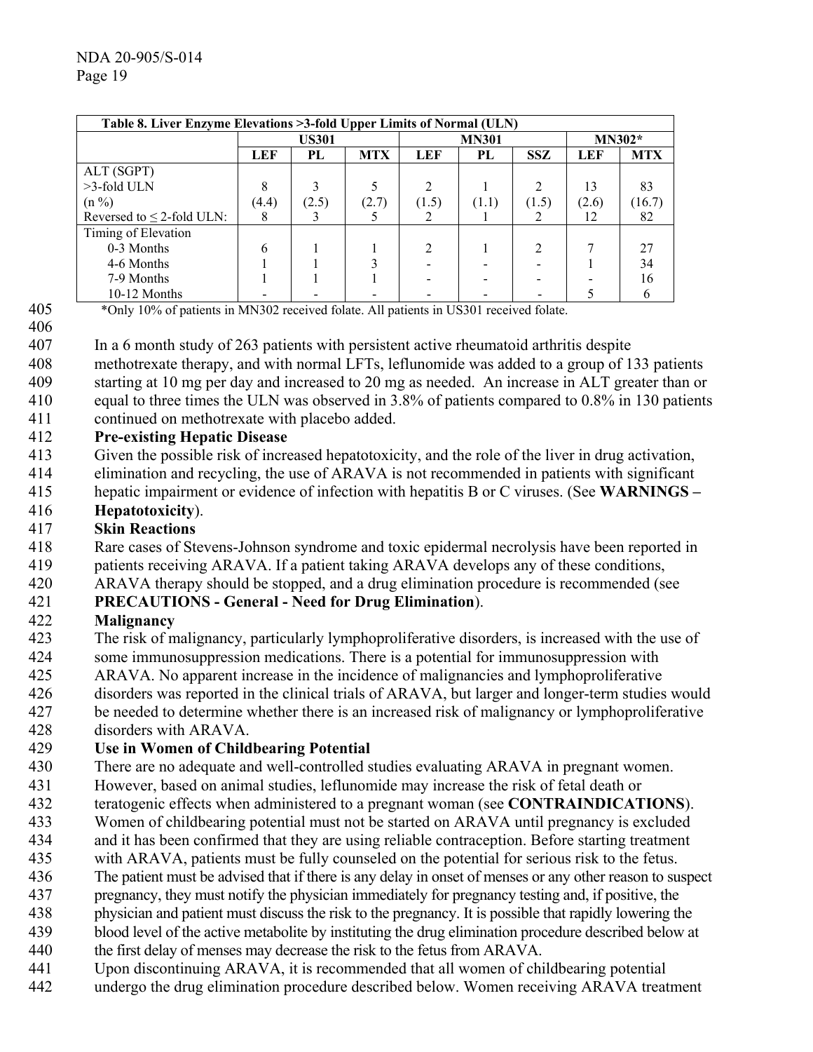| Table 8. Liver Enzyme Elevations >3-fold Upper Limits of Normal (ULN) | | | | | | | | |
|---|---|---|---|---|---|---|---|---|
| | US301 | | | MN301 | | | MN302* | |
| | LEF | PL | MTX | LEF | PL | SSZ | LEF | MTX |
| ALT (SGPT) >3-fold ULN (n %) | 8 (4.4) | 3 (2.5) | 5 (2.7) | 2 (1.5) | 1 (1.1) | 2 (1.5) | 13 (2.6) | 83 (16.7) |
| Reversed to ≤ 2-fold ULN: | 8 | 3 | 5 | 2 | 1 | 2 | 12 | 82 |
| Timing of Elevation | | | | | | | | |
| 0-3 Months | 6 | 1 | 1 | 2 | 1 | 2 | 7 | 27 |
| 4-6 Months | 1 | 1 | 3 | - | - | - | 1 | 34 |
| 7-9 Months | 1 | 1 | 1 | - | - | - | - | 16 |
| 10-12 Months | - | - | - | - | - | - | 5 | 6 |

*Only 10% of patients in MN302 received folate. All patients in US301 received folate.

In a 6 month study of 263 patients with persistent active rheumatoid arthritis despite methotrexate therapy, and with normal LFTs, leflunomide was added to a group of 133 patients starting at 10 mg per day and increased to 20 mg as needed. An increase in ALT greater than or equal to three times the ULN was observed in 3.8% of patients compared to 0.8% in 130 patients continued on methotrexate with placebo added.

**Pre-existing Hepatic Disease**

Given the possible risk of increased hepatotoxicity, and the role of the liver in drug activation, elimination and recycling, the use of ARAVA is not recommended in patients with significant hepatic impairment or evidence of infection with hepatitis B or C viruses. (See **WARNINGS – Hepatotoxicity**).

**Skin Reactions**

Rare cases of Stevens-Johnson syndrome and toxic epidermal necrolysis have been reported in patients receiving ARAVA. If a patient taking ARAVA develops any of these conditions, ARAVA therapy should be stopped, and a drug elimination procedure is recommended (see **PRECAUTIONS - General - Need for Drug Elimination**).

**Malignancy**

The risk of malignancy, particularly lymphoproliferative disorders, is increased with the use of some immunosuppression medications. There is a potential for immunosuppression with ARAVA. No apparent increase in the incidence of malignancies and lymphoproliferative disorders was reported in the clinical trials of ARAVA, but larger and longer-term studies would be needed to determine whether there is an increased risk of malignancy or lymphoproliferative disorders with ARAVA.

**Use in Women of Childbearing Potential**

There are no adequate and well-controlled studies evaluating ARAVA in pregnant women. However, based on animal studies, leflunomide may increase the risk of fetal death or teratogenic effects when administered to a pregnant woman (see **CONTRAINDICATIONS**). Women of childbearing potential must not be started on ARAVA until pregnancy is excluded and it has been confirmed that they are using reliable contraception. Before starting treatment with ARAVA, patients must be fully counseled on the potential for serious risk to the fetus. The patient must be advised that if there is any delay in onset of menses or any other reason to suspect pregnancy, they must notify the physician immediately for pregnancy testing and, if positive, the physician and patient must discuss the risk to the pregnancy. It is possible that rapidly lowering the blood level of the active metabolite by instituting the drug elimination procedure described below at the first delay of menses may decrease the risk to the fetus from ARAVA.

Upon discontinuing ARAVA, it is recommended that all women of childbearing potential undergo the drug elimination procedure described below. Women receiving ARAVA treatment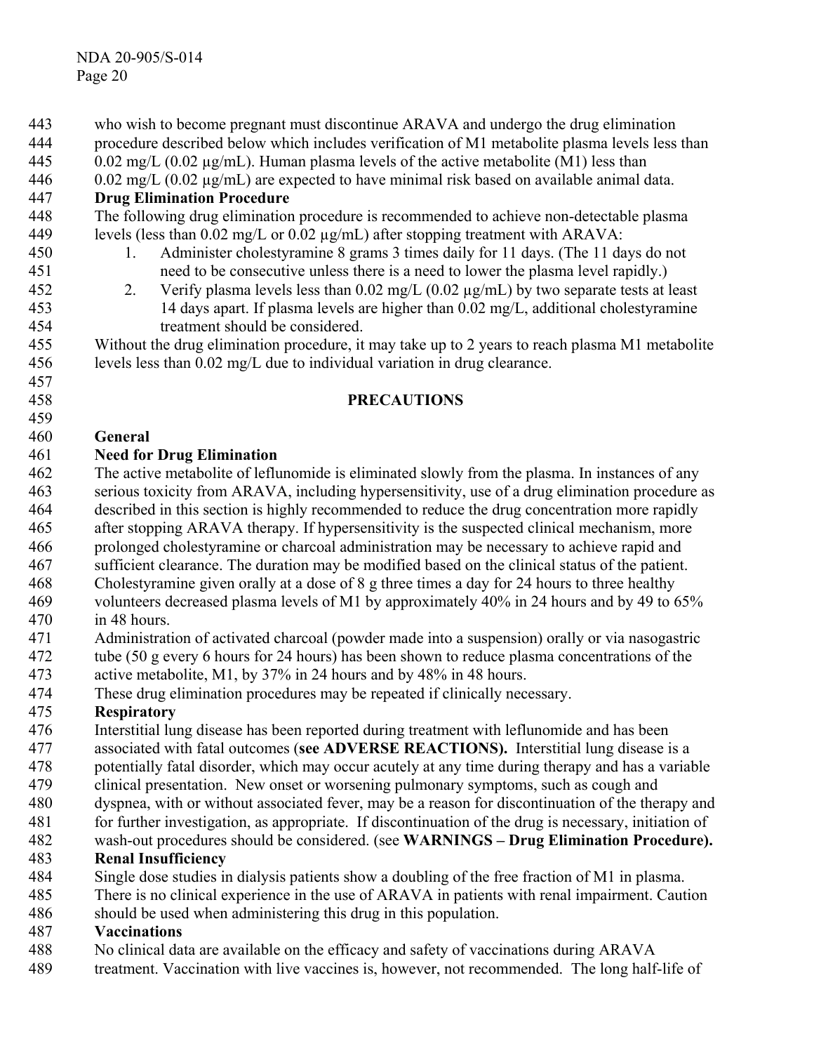who wish to become pregnant must discontinue ARAVA and undergo the drug elimination procedure described below which includes verification of M1 metabolite plasma levels less than 0.02 mg/L (0.02 µg/mL). Human plasma levels of the active metabolite (M1) less than 0.02 mg/L (0.02 µg/mL) are expected to have minimal risk based on available animal data.

**Drug Elimination Procedure**

The following drug elimination procedure is recommended to achieve non-detectable plasma levels (less than 0.02 mg/L or 0.02 µg/mL) after stopping treatment with ARAVA:

1. Administer cholestyramine 8 grams 3 times daily for 11 days. (The 11 days do not need to be consecutive unless there is a need to lower the plasma level rapidly.)
2. Verify plasma levels less than 0.02 mg/L (0.02 µg/mL) by two separate tests at least 14 days apart. If plasma levels are higher than 0.02 mg/L, additional cholestyramine treatment should be considered.

Without the drug elimination procedure, it may take up to 2 years to reach plasma M1 metabolite levels less than 0.02 mg/L due to individual variation in drug clearance.

## PRECAUTIONS

**General**

**Need for Drug Elimination**

The active metabolite of leflunomide is eliminated slowly from the plasma. In instances of any serious toxicity from ARAVA, including hypersensitivity, use of a drug elimination procedure as described in this section is highly recommended to reduce the drug concentration more rapidly after stopping ARAVA therapy. If hypersensitivity is the suspected clinical mechanism, more prolonged cholestyramine or charcoal administration may be necessary to achieve rapid and sufficient clearance. The duration may be modified based on the clinical status of the patient. Cholestyramine given orally at a dose of 8 g three times a day for 24 hours to three healthy volunteers decreased plasma levels of M1 by approximately 40% in 24 hours and by 49 to 65% in 48 hours.

Administration of activated charcoal (powder made into a suspension) orally or via nasogastric tube (50 g every 6 hours for 24 hours) has been shown to reduce plasma concentrations of the active metabolite, M1, by 37% in 24 hours and by 48% in 48 hours.

These drug elimination procedures may be repeated if clinically necessary.

**Respiratory**

Interstitial lung disease has been reported during treatment with leflunomide and has been associated with fatal outcomes (**see ADVERSE REACTIONS).** Interstitial lung disease is a potentially fatal disorder, which may occur acutely at any time during therapy and has a variable clinical presentation. New onset or worsening pulmonary symptoms, such as cough and dyspnea, with or without associated fever, may be a reason for discontinuation of the therapy and for further investigation, as appropriate. If discontinuation of the drug is necessary, initiation of wash-out procedures should be considered. (see **WARNINGS – Drug Elimination Procedure).**

**Renal Insufficiency**

Single dose studies in dialysis patients show a doubling of the free fraction of M1 in plasma. There is no clinical experience in the use of ARAVA in patients with renal impairment. Caution should be used when administering this drug in this population.

**Vaccinations**

No clinical data are available on the efficacy and safety of vaccinations during ARAVA treatment. Vaccination with live vaccines is, however, not recommended. The long half-life of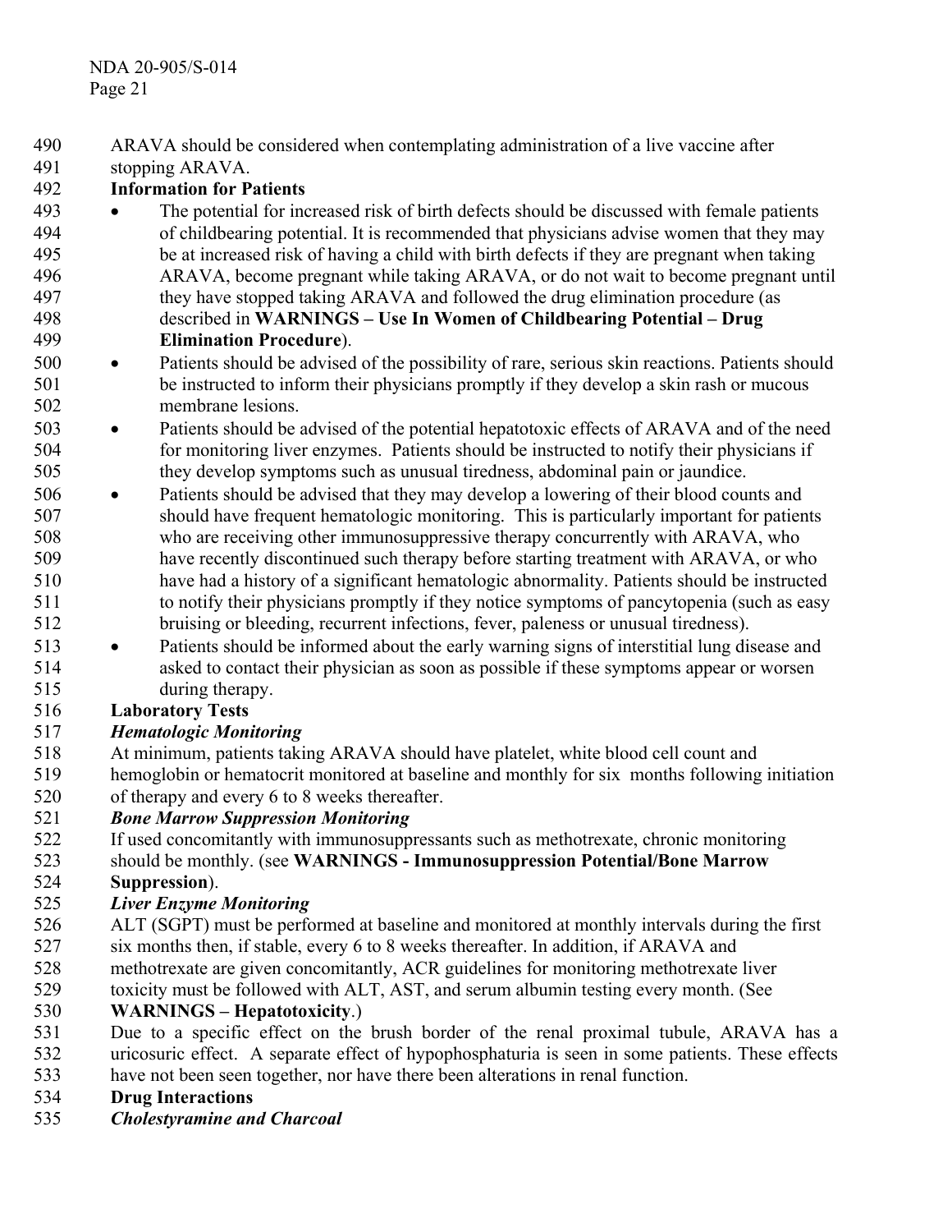ARAVA should be considered when contemplating administration of a live vaccine after stopping ARAVA.

**Information for Patients**

- The potential for increased risk of birth defects should be discussed with female patients of childbearing potential. It is recommended that physicians advise women that they may be at increased risk of having a child with birth defects if they are pregnant when taking ARAVA, become pregnant while taking ARAVA, or do not wait to become pregnant until they have stopped taking ARAVA and followed the drug elimination procedure (as described in **WARNINGS – Use In Women of Childbearing Potential – Drug Elimination Procedure**).
- Patients should be advised of the possibility of rare, serious skin reactions. Patients should be instructed to inform their physicians promptly if they develop a skin rash or mucous membrane lesions.
- Patients should be advised of the potential hepatotoxic effects of ARAVA and of the need for monitoring liver enzymes. Patients should be instructed to notify their physicians if they develop symptoms such as unusual tiredness, abdominal pain or jaundice.
- Patients should be advised that they may develop a lowering of their blood counts and should have frequent hematologic monitoring. This is particularly important for patients who are receiving other immunosuppressive therapy concurrently with ARAVA, who have recently discontinued such therapy before starting treatment with ARAVA, or who have had a history of a significant hematologic abnormality. Patients should be instructed to notify their physicians promptly if they notice symptoms of pancytopenia (such as easy bruising or bleeding, recurrent infections, fever, paleness or unusual tiredness).
- Patients should be informed about the early warning signs of interstitial lung disease and asked to contact their physician as soon as possible if these symptoms appear or worsen during therapy.

**Laboratory Tests**

***Hematologic Monitoring***

At minimum, patients taking ARAVA should have platelet, white blood cell count and hemoglobin or hematocrit monitored at baseline and monthly for six months following initiation of therapy and every 6 to 8 weeks thereafter.

***Bone Marrow Suppression Monitoring***

If used concomitantly with immunosuppressants such as methotrexate, chronic monitoring should be monthly. (see **WARNINGS - Immunosuppression Potential/Bone Marrow Suppression**).

***Liver Enzyme Monitoring***

ALT (SGPT) must be performed at baseline and monitored at monthly intervals during the first six months then, if stable, every 6 to 8 weeks thereafter. In addition, if ARAVA and methotrexate are given concomitantly, ACR guidelines for monitoring methotrexate liver toxicity must be followed with ALT, AST, and serum albumin testing every month. (See **WARNINGS – Hepatotoxicity**.)

Due to a specific effect on the brush border of the renal proximal tubule, ARAVA has a uricosuric effect. A separate effect of hypophosphaturia is seen in some patients. These effects have not been seen together, nor have there been alterations in renal function.

**Drug Interactions**

***Cholestyramine and Charcoal***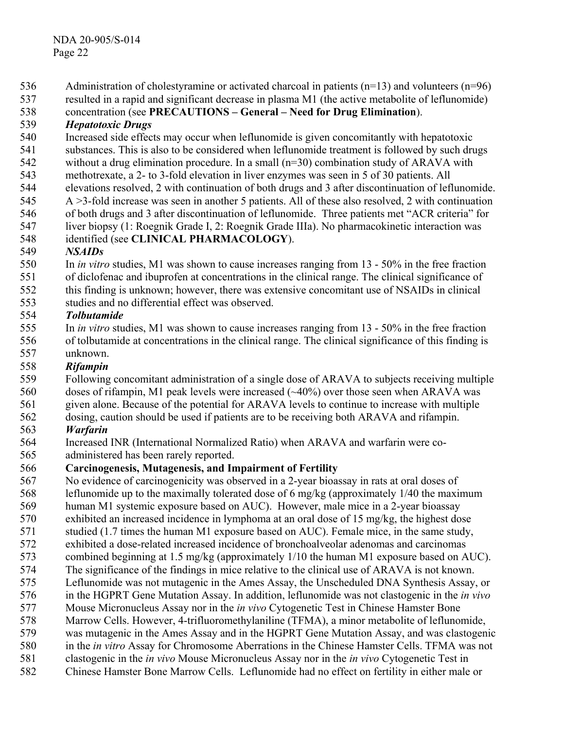Administration of cholestyramine or activated charcoal in patients (n=13) and volunteers (n=96) resulted in a rapid and significant decrease in plasma M1 (the active metabolite of leflunomide) concentration (see **PRECAUTIONS – General – Need for Drug Elimination**).

***Hepatotoxic Drugs***

Increased side effects may occur when leflunomide is given concomitantly with hepatotoxic substances. This is also to be considered when leflunomide treatment is followed by such drugs without a drug elimination procedure. In a small (n=30) combination study of ARAVA with methotrexate, a 2- to 3-fold elevation in liver enzymes was seen in 5 of 30 patients. All elevations resolved, 2 with continuation of both drugs and 3 after discontinuation of leflunomide. A >3-fold increase was seen in another 5 patients. All of these also resolved, 2 with continuation of both drugs and 3 after discontinuation of leflunomide. Three patients met "ACR criteria" for liver biopsy (1: Roegnik Grade I, 2: Roegnik Grade IIIa). No pharmacokinetic interaction was identified (see **CLINICAL PHARMACOLOGY**).

***NSAIDs***

In *in vitro* studies, M1 was shown to cause increases ranging from 13 - 50% in the free fraction of diclofenac and ibuprofen at concentrations in the clinical range. The clinical significance of this finding is unknown; however, there was extensive concomitant use of NSAIDs in clinical studies and no differential effect was observed.

***Tolbutamide***

In *in vitro* studies, M1 was shown to cause increases ranging from 13 - 50% in the free fraction of tolbutamide at concentrations in the clinical range. The clinical significance of this finding is unknown.

***Rifampin***

Following concomitant administration of a single dose of ARAVA to subjects receiving multiple doses of rifampin, M1 peak levels were increased (~40%) over those seen when ARAVA was given alone. Because of the potential for ARAVA levels to continue to increase with multiple dosing, caution should be used if patients are to be receiving both ARAVA and rifampin.

***Warfarin***

Increased INR (International Normalized Ratio) when ARAVA and warfarin were co-administered has been rarely reported.

**Carcinogenesis, Mutagenesis, and Impairment of Fertility**

No evidence of carcinogenicity was observed in a 2-year bioassay in rats at oral doses of leflunomide up to the maximally tolerated dose of 6 mg/kg (approximately 1/40 the maximum human M1 systemic exposure based on AUC). However, male mice in a 2-year bioassay exhibited an increased incidence in lymphoma at an oral dose of 15 mg/kg, the highest dose studied (1.7 times the human M1 exposure based on AUC). Female mice, in the same study, exhibited a dose-related increased incidence of bronchoalveolar adenomas and carcinomas combined beginning at 1.5 mg/kg (approximately 1/10 the human M1 exposure based on AUC). The significance of the findings in mice relative to the clinical use of ARAVA is not known.

Leflunomide was not mutagenic in the Ames Assay, the Unscheduled DNA Synthesis Assay, or in the HGPRT Gene Mutation Assay. In addition, leflunomide was not clastogenic in the *in vivo* Mouse Micronucleus Assay nor in the *in vivo* Cytogenetic Test in Chinese Hamster Bone Marrow Cells. However, 4-trifluoromethylaniline (TFMA), a minor metabolite of leflunomide, was mutagenic in the Ames Assay and in the HGPRT Gene Mutation Assay, and was clastogenic in the *in vitro* Assay for Chromosome Aberrations in the Chinese Hamster Cells. TFMA was not clastogenic in the *in vivo* Mouse Micronucleus Assay nor in the *in vivo* Cytogenetic Test in Chinese Hamster Bone Marrow Cells. Leflunomide had no effect on fertility in either male or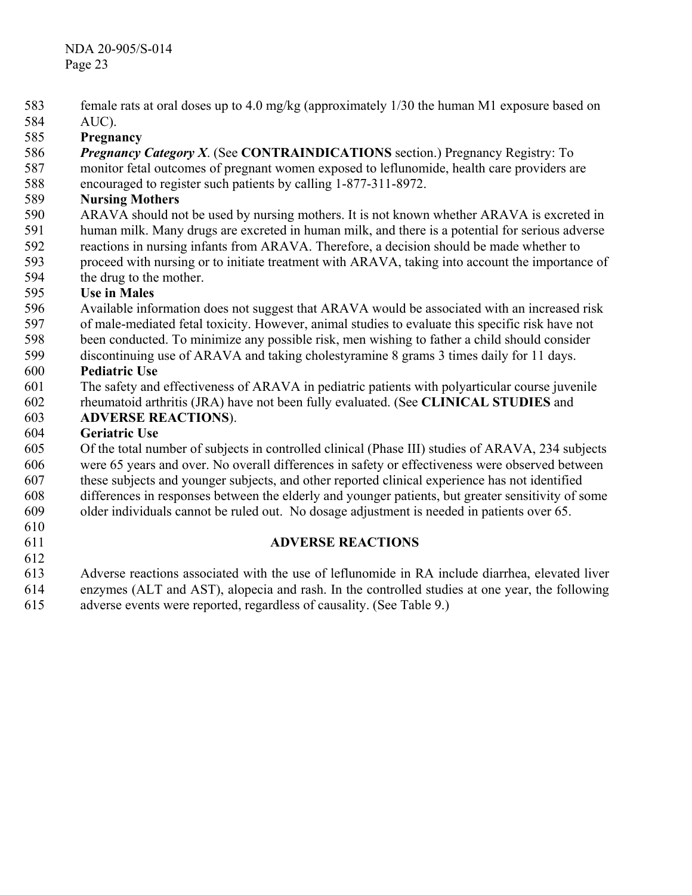female rats at oral doses up to 4.0 mg/kg (approximately 1/30 the human M1 exposure based on AUC).

**Pregnancy**

***Pregnancy Category X***. (See **CONTRAINDICATIONS** section.) Pregnancy Registry: To monitor fetal outcomes of pregnant women exposed to leflunomide, health care providers are encouraged to register such patients by calling 1-877-311-8972.

**Nursing Mothers**

ARAVA should not be used by nursing mothers. It is not known whether ARAVA is excreted in human milk. Many drugs are excreted in human milk, and there is a potential for serious adverse reactions in nursing infants from ARAVA. Therefore, a decision should be made whether to proceed with nursing or to initiate treatment with ARAVA, taking into account the importance of the drug to the mother.

**Use in Males**

Available information does not suggest that ARAVA would be associated with an increased risk of male-mediated fetal toxicity. However, animal studies to evaluate this specific risk have not been conducted. To minimize any possible risk, men wishing to father a child should consider discontinuing use of ARAVA and taking cholestyramine 8 grams 3 times daily for 11 days.

**Pediatric Use**

The safety and effectiveness of ARAVA in pediatric patients with polyarticular course juvenile rheumatoid arthritis (JRA) have not been fully evaluated. (See **CLINICAL STUDIES** and **ADVERSE REACTIONS**).

**Geriatric Use**

Of the total number of subjects in controlled clinical (Phase III) studies of ARAVA, 234 subjects were 65 years and over. No overall differences in safety or effectiveness were observed between these subjects and younger subjects, and other reported clinical experience has not identified differences in responses between the elderly and younger patients, but greater sensitivity of some older individuals cannot be ruled out. No dosage adjustment is needed in patients over 65.

## ADVERSE REACTIONS

Adverse reactions associated with the use of leflunomide in RA include diarrhea, elevated liver enzymes (ALT and AST), alopecia and rash. In the controlled studies at one year, the following adverse events were reported, regardless of causality. (See Table 9.)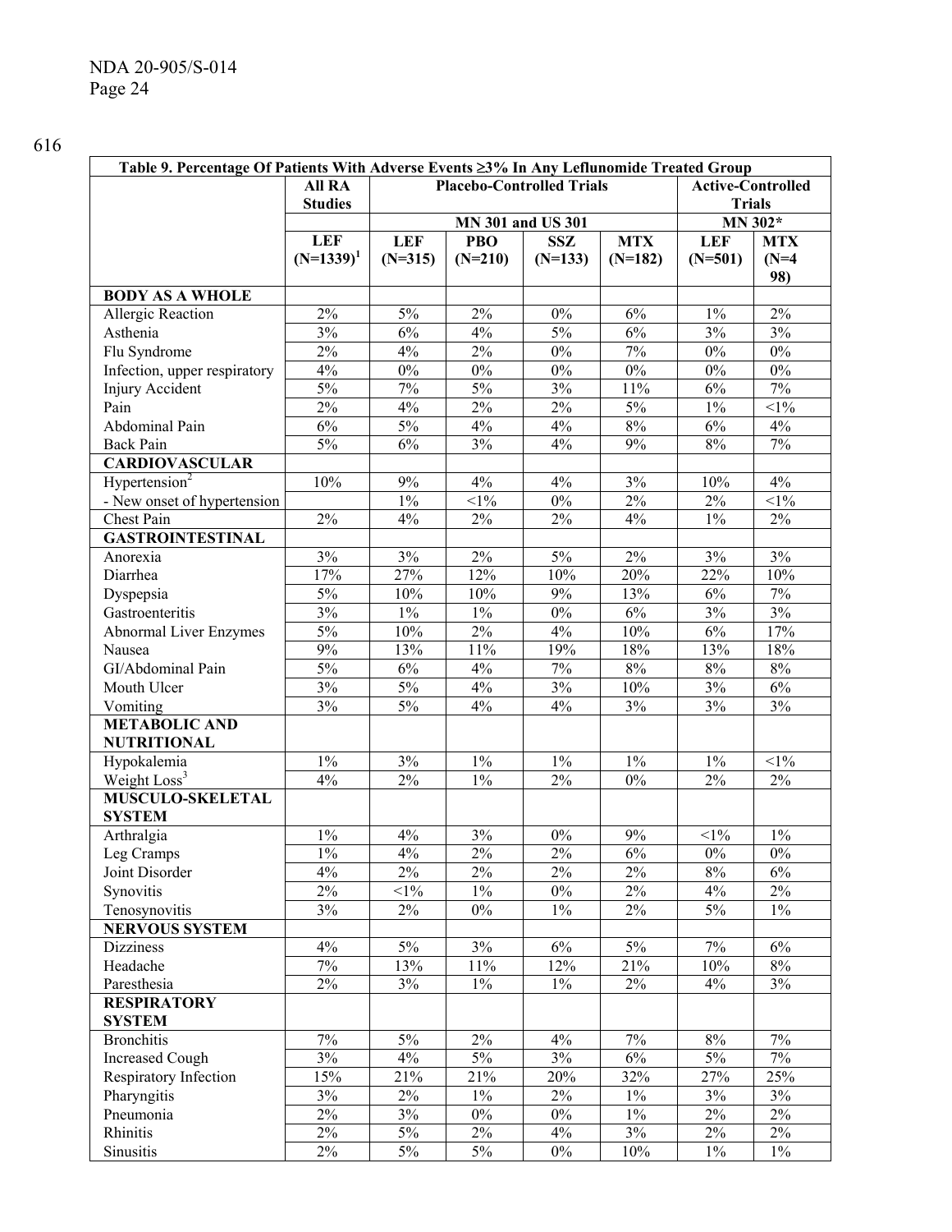616

| Table 9. Percentage Of Patients With Adverse Events ≥3% In Any Leflunomide Treated Group | | | | | | | |
|---|---|---|---|---|---|---|---|
| | All RA Studies | Placebo-Controlled Trials | | | | Active-Controlled Trials | |
| | | MN 301 and US 301 | | | | MN 302* | |
| | LEF (N=1339)[1] | LEF (N=315) | PBO (N=210) | SSZ (N=133) | MTX (N=182) | LEF (N=501) | MTX (N=498) |
| **BODY AS A WHOLE** | | | | | | | |
| Allergic Reaction | 2% | 5% | 2% | 0% | 6% | 1% | 2% |
| Asthenia | 3% | 6% | 4% | 5% | 6% | 3% | 3% |
| Flu Syndrome | 2% | 4% | 2% | 0% | 7% | 0% | 0% |
| Infection, upper respiratory | 4% | 0% | 0% | 0% | 0% | 0% | 0% |
| Injury Accident | 5% | 7% | 5% | 3% | 11% | 6% | 7% |
| Pain | 2% | 4% | 2% | 2% | 5% | 1% | <1% |
| Abdominal Pain | 6% | 5% | 4% | 4% | 8% | 6% | 4% |
| Back Pain | 5% | 6% | 3% | 4% | 9% | 8% | 7% |
| **CARDIOVASCULAR** | | | | | | | |
| Hypertension[2] | 10% | 9% | 4% | 4% | 3% | 10% | 4% |
| - New onset of hypertension | | 1% | <1% | 0% | 2% | 2% | <1% |
| Chest Pain | 2% | 4% | 2% | 2% | 4% | 1% | 2% |
| **GASTROINTESTINAL** | | | | | | | |
| Anorexia | 3% | 3% | 2% | 5% | 2% | 3% | 3% |
| Diarrhea | 17% | 27% | 12% | 10% | 20% | 22% | 10% |
| Dyspepsia | 5% | 10% | 10% | 9% | 13% | 6% | 7% |
| Gastroenteritis | 3% | 1% | 1% | 0% | 6% | 3% | 3% |
| Abnormal Liver Enzymes | 5% | 10% | 2% | 4% | 10% | 6% | 17% |
| Nausea | 9% | 13% | 11% | 19% | 18% | 13% | 18% |
| GI/Abdominal Pain | 5% | 6% | 4% | 7% | 8% | 8% | 8% |
| Mouth Ulcer | 3% | 5% | 4% | 3% | 10% | 3% | 6% |
| Vomiting | 3% | 5% | 4% | 4% | 3% | 3% | 3% |
| **METABOLIC AND NUTRITIONAL** | | | | | | | |
| Hypokalemia | 1% | 3% | 1% | 1% | 1% | 1% | <1% |
| Weight Loss[3] | 4% | 2% | 1% | 2% | 0% | 2% | 2% |
| **MUSCULO-SKELETAL SYSTEM** | | | | | | | |
| Arthralgia | 1% | 4% | 3% | 0% | 9% | <1% | 1% |
| Leg Cramps | 1% | 4% | 2% | 2% | 6% | 0% | 0% |
| Joint Disorder | 4% | 2% | 2% | 2% | 2% | 8% | 6% |
| Synovitis | 2% | <1% | 1% | 0% | 2% | 4% | 2% |
| Tenosynovitis | 3% | 2% | 0% | 1% | 2% | 5% | 1% |
| **NERVOUS SYSTEM** | | | | | | | |
| Dizziness | 4% | 5% | 3% | 6% | 5% | 7% | 6% |
| Headache | 7% | 13% | 11% | 12% | 21% | 10% | 8% |
| Paresthesia | 2% | 3% | 1% | 1% | 2% | 4% | 3% |
| **RESPIRATORY SYSTEM** | | | | | | | |
| Bronchitis | 7% | 5% | 2% | 4% | 7% | 8% | 7% |
| Increased Cough | 3% | 4% | 5% | 3% | 6% | 5% | 7% |
| Respiratory Infection | 15% | 21% | 21% | 20% | 32% | 27% | 25% |
| Pharyngitis | 3% | 2% | 1% | 2% | 1% | 3% | 3% |
| Pneumonia | 2% | 3% | 0% | 0% | 1% | 2% | 2% |
| Rhinitis | 2% | 5% | 2% | 4% | 3% | 2% | 2% |
| Sinusitis | 2% | 5% | 5% | 0% | 10% | 1% | 1% |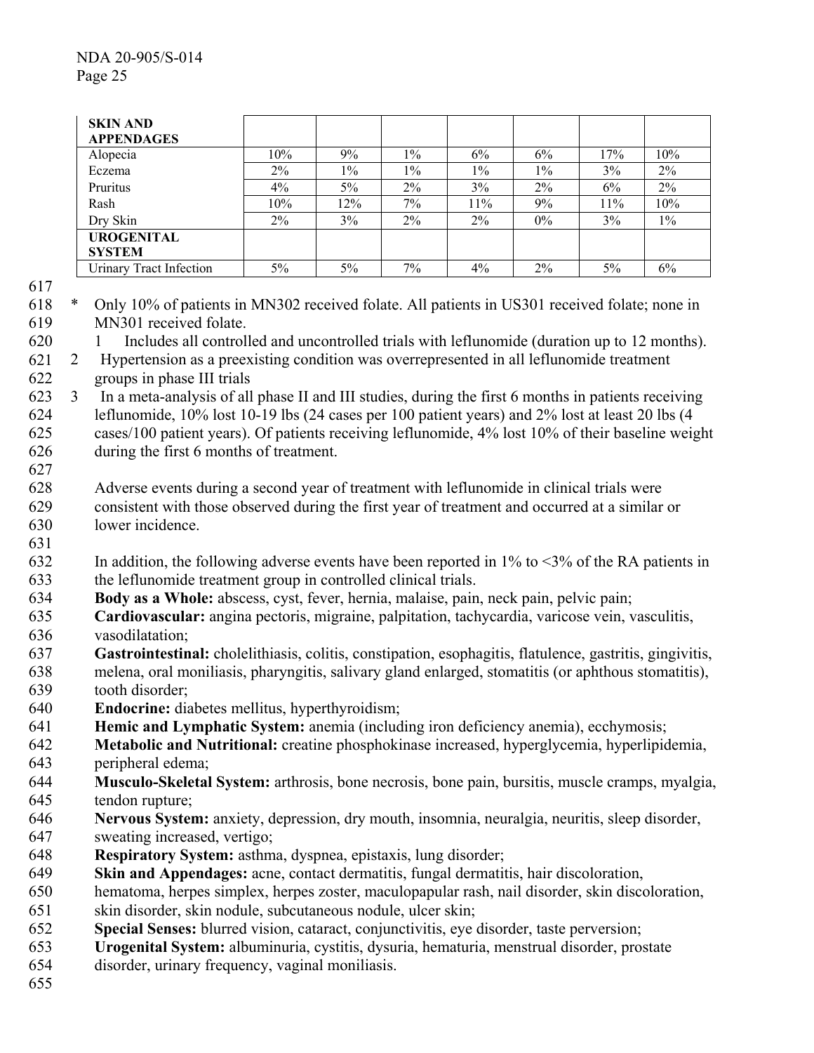| SKIN AND APPENDAGES | | | | | | | |
|---|---|---|---|---|---|---|---|
| Alopecia | 10% | 9% | 1% | 6% | 6% | 17% | 10% |
| Eczema | 2% | 1% | 1% | 1% | 1% | 3% | 2% |
| Pruritus | 4% | 5% | 2% | 3% | 2% | 6% | 2% |
| Rash | 10% | 12% | 7% | 11% | 9% | 11% | 10% |
| Dry Skin | 2% | 3% | 2% | 2% | 0% | 3% | 1% |
| **UROGENITAL SYSTEM** | | | | | | | |
| Urinary Tract Infection | 5% | 5% | 7% | 4% | 2% | 5% | 6% |

\* Only 10% of patients in MN302 received folate. All patients in US301 received folate; none in MN301 received folate.

1 Includes all controlled and uncontrolled trials with leflunomide (duration up to 12 months).

2 Hypertension as a preexisting condition was overrepresented in all leflunomide treatment groups in phase III trials

3 In a meta-analysis of all phase II and III studies, during the first 6 months in patients receiving leflunomide, 10% lost 10-19 lbs (24 cases per 100 patient years) and 2% lost at least 20 lbs (4 cases/100 patient years). Of patients receiving leflunomide, 4% lost 10% of their baseline weight during the first 6 months of treatment.

Adverse events during a second year of treatment with leflunomide in clinical trials were consistent with those observed during the first year of treatment and occurred at a similar or lower incidence.

In addition, the following adverse events have been reported in 1% to <3% of the RA patients in the leflunomide treatment group in controlled clinical trials.

**Body as a Whole:** abscess, cyst, fever, hernia, malaise, pain, neck pain, pelvic pain;
**Cardiovascular:** angina pectoris, migraine, palpitation, tachycardia, varicose vein, vasculitis, vasodilatation;
**Gastrointestinal:** cholelithiasis, colitis, constipation, esophagitis, flatulence, gastritis, gingivitis, melena, oral moniliasis, pharyngitis, salivary gland enlarged, stomatitis (or aphthous stomatitis), tooth disorder;
**Endocrine:** diabetes mellitus, hyperthyroidism;
**Hemic and Lymphatic System:** anemia (including iron deficiency anemia), ecchymosis;
**Metabolic and Nutritional:** creatine phosphokinase increased, hyperglycemia, hyperlipidemia, peripheral edema;
**Musculo-Skeletal System:** arthrosis, bone necrosis, bone pain, bursitis, muscle cramps, myalgia, tendon rupture;
**Nervous System:** anxiety, depression, dry mouth, insomnia, neuralgia, neuritis, sleep disorder, sweating increased, vertigo;
**Respiratory System:** asthma, dyspnea, epistaxis, lung disorder;
**Skin and Appendages:** acne, contact dermatitis, fungal dermatitis, hair discoloration, hematoma, herpes simplex, herpes zoster, maculopapular rash, nail disorder, skin discoloration, skin disorder, skin nodule, subcutaneous nodule, ulcer skin;
**Special Senses:** blurred vision, cataract, conjunctivitis, eye disorder, taste perversion;
**Urogenital System:** albuminuria, cystitis, dysuria, hematuria, menstrual disorder, prostate disorder, urinary frequency, vaginal moniliasis.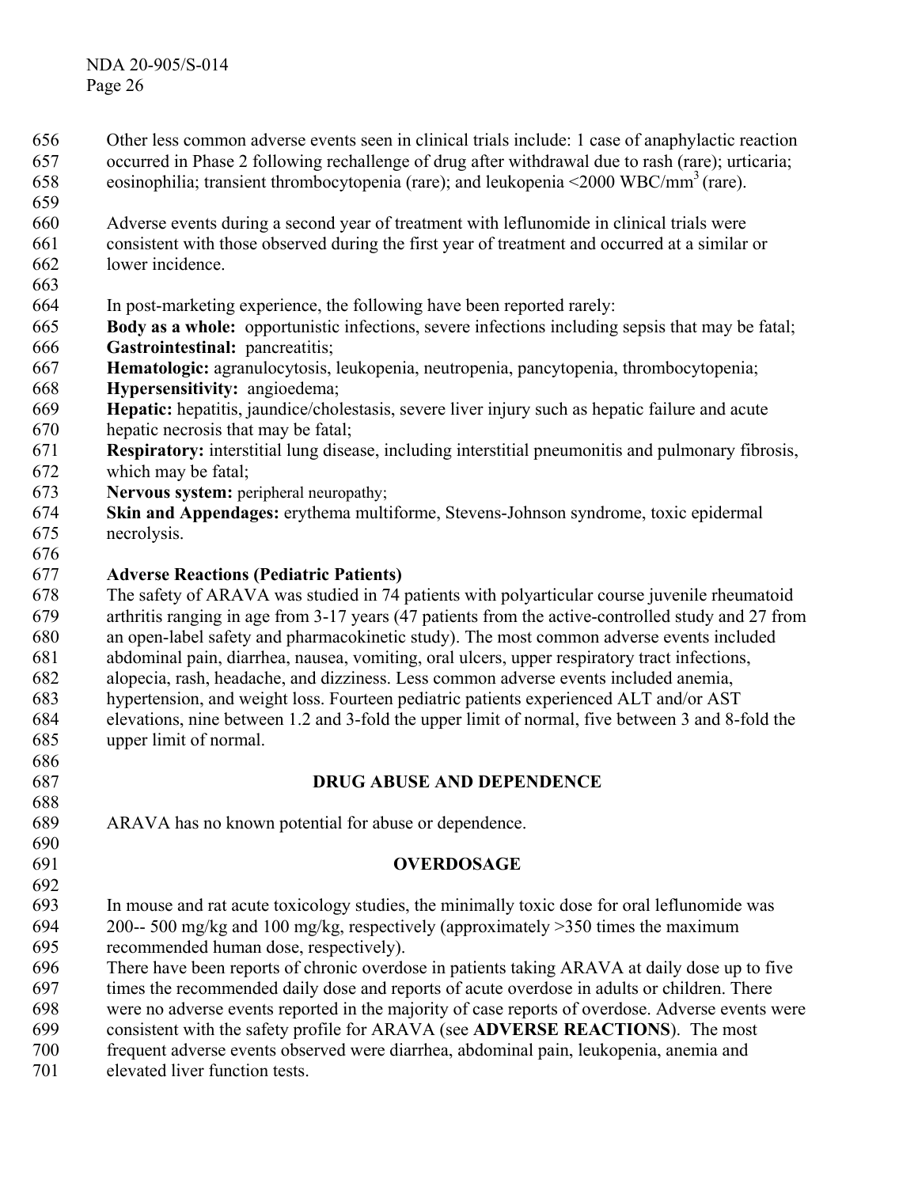Other less common adverse events seen in clinical trials include: 1 case of anaphylactic reaction occurred in Phase 2 following rechallenge of drug after withdrawal due to rash (rare); urticaria; eosinophilia; transient thrombocytopenia (rare); and leukopenia <2000 WBC/$mm^3$ (rare).

Adverse events during a second year of treatment with leflunomide in clinical trials were consistent with those observed during the first year of treatment and occurred at a similar or lower incidence.

In post-marketing experience, the following have been reported rarely:
**Body as a whole:** opportunistic infections, severe infections including sepsis that may be fatal;
**Gastrointestinal:** pancreatitis;
**Hematologic:** agranulocytosis, leukopenia, neutropenia, pancytopenia, thrombocytopenia;
**Hypersensitivity:** angioedema;
**Hepatic:** hepatitis, jaundice/cholestasis, severe liver injury such as hepatic failure and acute hepatic necrosis that may be fatal;
**Respiratory:** interstitial lung disease, including interstitial pneumonitis and pulmonary fibrosis, which may be fatal;
**Nervous system:** peripheral neuropathy;
**Skin and Appendages:** erythema multiforme, Stevens-Johnson syndrome, toxic epidermal necrolysis.

**Adverse Reactions (Pediatric Patients)**
The safety of ARAVA was studied in 74 patients with polyarticular course juvenile rheumatoid arthritis ranging in age from 3-17 years (47 patients from the active-controlled study and 27 from an open-label safety and pharmacokinetic study). The most common adverse events included abdominal pain, diarrhea, nausea, vomiting, oral ulcers, upper respiratory tract infections, alopecia, rash, headache, and dizziness. Less common adverse events included anemia, hypertension, and weight loss. Fourteen pediatric patients experienced ALT and/or AST elevations, nine between 1.2 and 3-fold the upper limit of normal, five between 3 and 8-fold the upper limit of normal.

## DRUG ABUSE AND DEPENDENCE

ARAVA has no known potential for abuse or dependence.

## OVERDOSAGE

In mouse and rat acute toxicology studies, the minimally toxic dose for oral leflunomide was 200-- 500 mg/kg and 100 mg/kg, respectively (approximately >350 times the maximum recommended human dose, respectively).
There have been reports of chronic overdose in patients taking ARAVA at daily dose up to five times the recommended daily dose and reports of acute overdose in adults or children. There were no adverse events reported in the majority of case reports of overdose. Adverse events were consistent with the safety profile for ARAVA (see **ADVERSE REACTIONS**). The most frequent adverse events observed were diarrhea, abdominal pain, leukopenia, anemia and elevated liver function tests.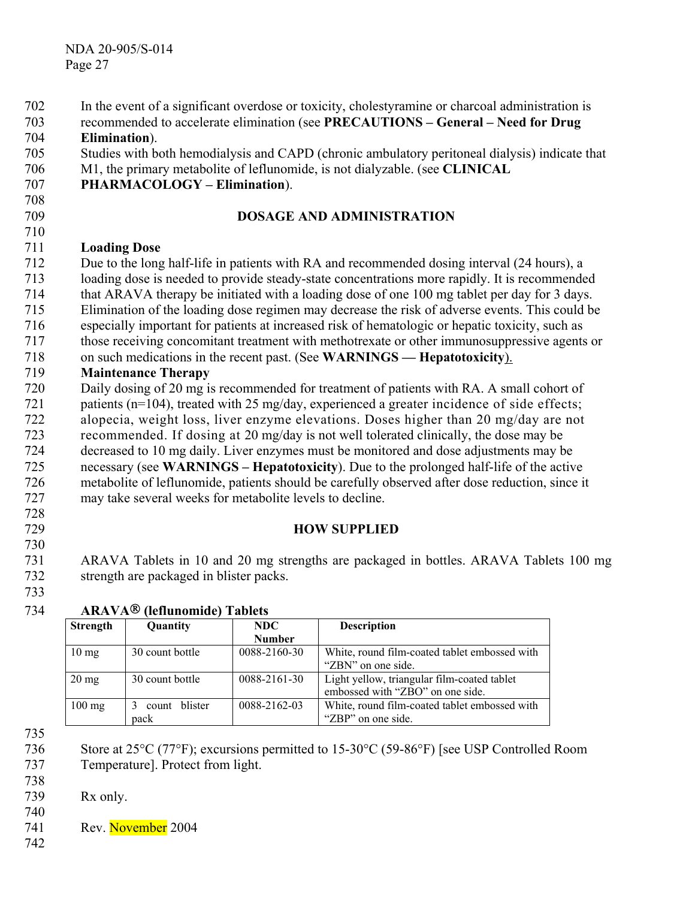In the event of a significant overdose or toxicity, cholestyramine or charcoal administration is recommended to accelerate elimination (see **PRECAUTIONS – General – Need for Drug Elimination**).

Studies with both hemodialysis and CAPD (chronic ambulatory peritoneal dialysis) indicate that M1, the primary metabolite of leflunomide, is not dialyzable. (see **CLINICAL PHARMACOLOGY – Elimination**).

## DOSAGE AND ADMINISTRATION

**Loading Dose**

Due to the long half-life in patients with RA and recommended dosing interval (24 hours), a loading dose is needed to provide steady-state concentrations more rapidly. It is recommended that ARAVA therapy be initiated with a loading dose of one 100 mg tablet per day for 3 days. Elimination of the loading dose regimen may decrease the risk of adverse events. This could be especially important for patients at increased risk of hematologic or hepatic toxicity, such as those receiving concomitant treatment with methotrexate or other immunosuppressive agents or on such medications in the recent past. (See **WARNINGS — Hepatotoxicity**).

**Maintenance Therapy**

Daily dosing of 20 mg is recommended for treatment of patients with RA. A small cohort of patients (n=104), treated with 25 mg/day, experienced a greater incidence of side effects; alopecia, weight loss, liver enzyme elevations. Doses higher than 20 mg/day are not recommended. If dosing at 20 mg/day is not well tolerated clinically, the dose may be decreased to 10 mg daily. Liver enzymes must be monitored and dose adjustments may be necessary (see **WARNINGS – Hepatotoxicity**). Due to the prolonged half-life of the active metabolite of leflunomide, patients should be carefully observed after dose reduction, since it may take several weeks for metabolite levels to decline.

## HOW SUPPLIED

ARAVA Tablets in 10 and 20 mg strengths are packaged in bottles. ARAVA Tablets 100 mg strength are packaged in blister packs.

**ARAVA® (leflunomide) Tablets**

| Strength | Quantity | NDC Number | Description |
|---|---|---|---|
| 10 mg | 30 count bottle | 0088-2160-30 | White, round film-coated tablet embossed with "ZBN" on one side. |
| 20 mg | 30 count bottle | 0088-2161-30 | Light yellow, triangular film-coated tablet embossed with "ZBO" on one side. |
| 100 mg | 3 count blister pack | 0088-2162-03 | White, round film-coated tablet embossed with "ZBP" on one side. |

Store at 25°C (77°F); excursions permitted to 15-30°C (59-86°F) [see USP Controlled Room Temperature]. Protect from light.

Rx only.

Rev. November 2004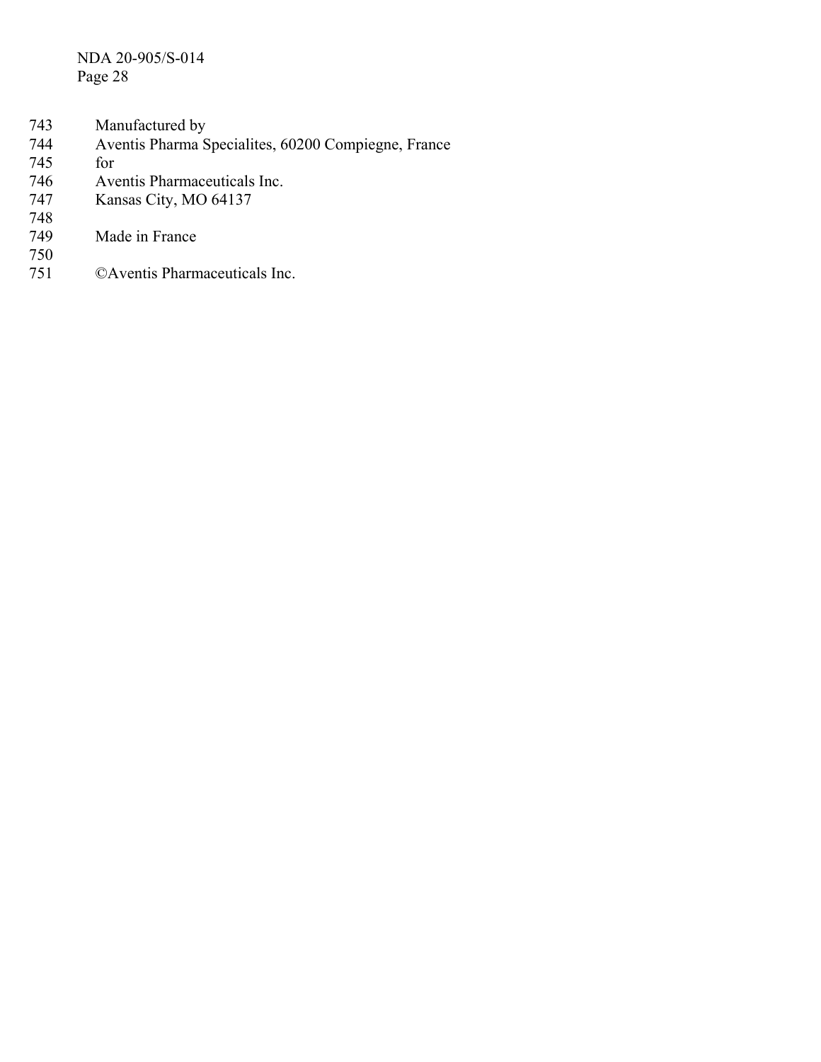Manufactured by
Aventis Pharma Specialites, 60200 Compiegne, France
for
Aventis Pharmaceuticals Inc.
Kansas City, MO 64137

Made in France

©Aventis Pharmaceuticals Inc.